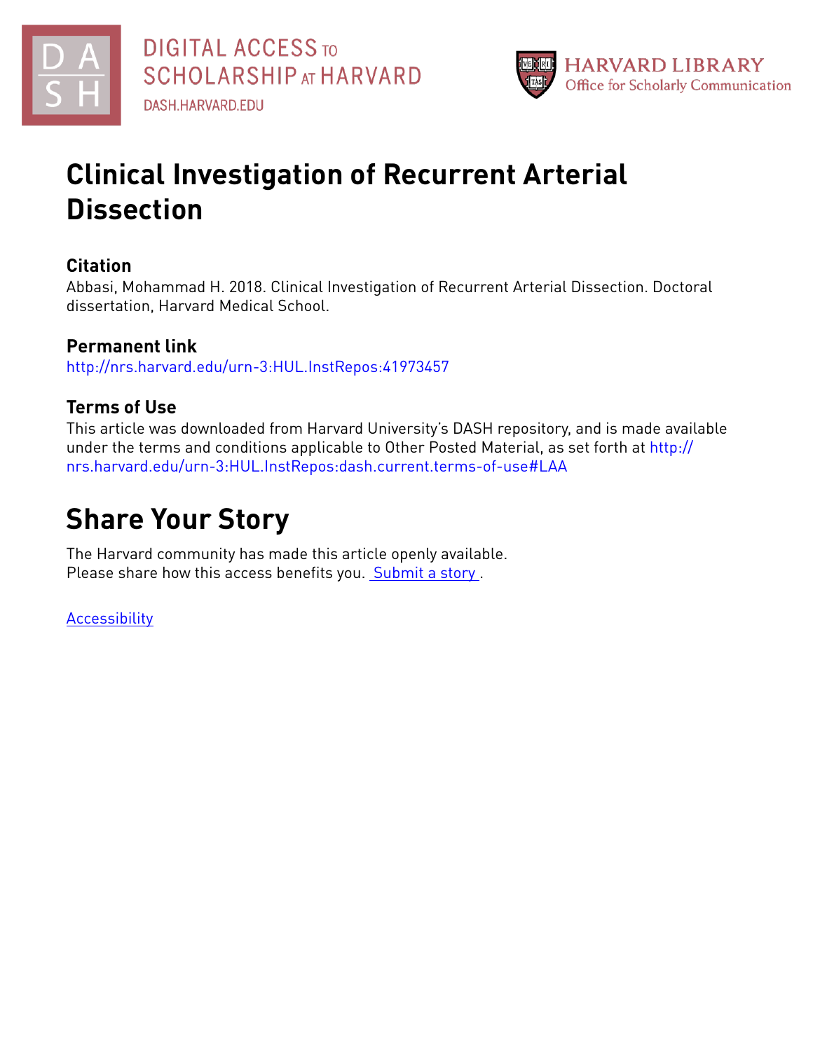DIGITAL ACCESS TO SCHOLARSHIP AT HARVARD

DASH.HARVARD.EDU

HARVARD LIBRARY
Office for Scholarly Communication

# Clinical Investigation of Recurrent Arterial Dissection

## Citation

Abbasi, Mohammad H. 2018. Clinical Investigation of Recurrent Arterial Dissection. Doctoral dissertation, Harvard Medical School.

## Permanent link

http://nrs.harvard.edu/urn-3:HUL.InstRepos:41973457

## Terms of Use

This article was downloaded from Harvard University's DASH repository, and is made available under the terms and conditions applicable to Other Posted Material, as set forth at http://nrs.harvard.edu/urn-3:HUL.InstRepos:dash.current.terms-of-use#LAA

# Share Your Story

The Harvard community has made this article openly available.
Please share how this access benefits you. Submit a story .

Accessibility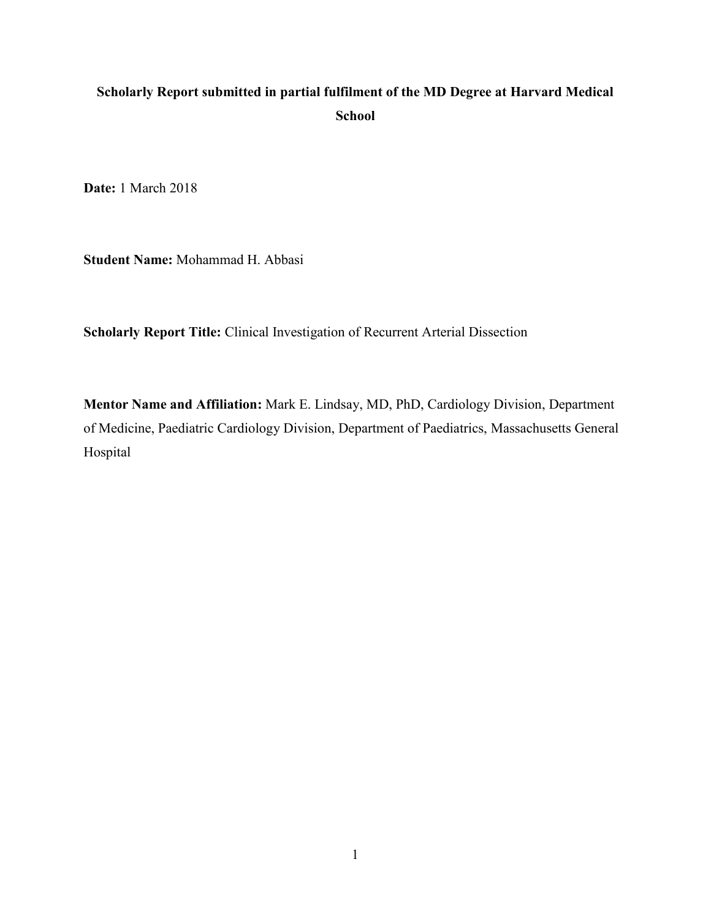**Scholarly Report submitted in partial fulfilment of the MD Degree at Harvard Medical School**

**Date:** 1 March 2018

**Student Name:** Mohammad H. Abbasi

**Scholarly Report Title:** Clinical Investigation of Recurrent Arterial Dissection

**Mentor Name and Affiliation:** Mark E. Lindsay, MD, PhD, Cardiology Division, Department of Medicine, Paediatric Cardiology Division, Department of Paediatrics, Massachusetts General Hospital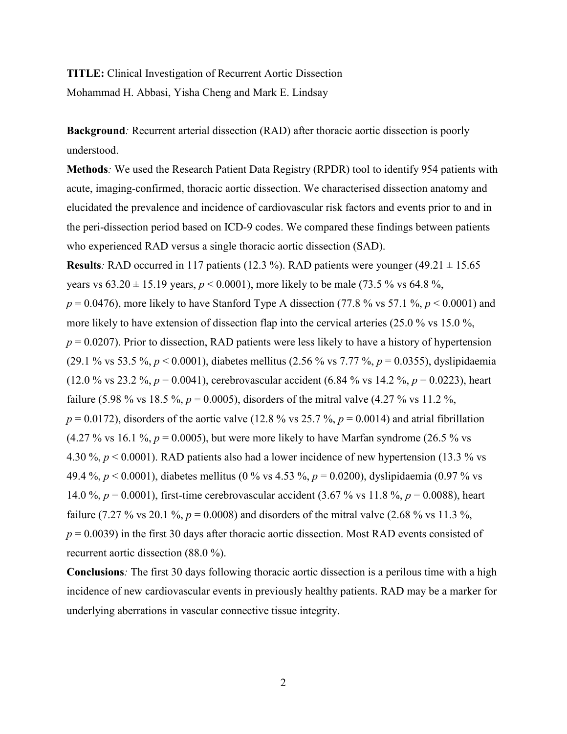**TITLE:** Clinical Investigation of Recurrent Aortic Dissection

Mohammad H. Abbasi, Yisha Cheng and Mark E. Lindsay

**Background***:* Recurrent arterial dissection (RAD) after thoracic aortic dissection is poorly understood.

**Methods***:* We used the Research Patient Data Registry (RPDR) tool to identify 954 patients with acute, imaging-confirmed, thoracic aortic dissection. We characterised dissection anatomy and elucidated the prevalence and incidence of cardiovascular risk factors and events prior to and in the peri-dissection period based on ICD-9 codes. We compared these findings between patients who experienced RAD versus a single thoracic aortic dissection (SAD).

**Results***:* RAD occurred in 117 patients (12.3 %). RAD patients were younger (49.21 ± 15.65 years vs 63.20 ± 15.19 years, $p < 0.0001$), more likely to be male (73.5 % vs 64.8 %, $p = 0.0476$), more likely to have Stanford Type A dissection (77.8 % vs 57.1 %, $p < 0.0001$) and more likely to have extension of dissection flap into the cervical arteries (25.0 % vs 15.0 %, $p = 0.0207$). Prior to dissection, RAD patients were less likely to have a history of hypertension (29.1 % vs 53.5 %, $p < 0.0001$), diabetes mellitus (2.56 % vs 7.77 %, $p = 0.0355$), dyslipidaemia (12.0 % vs 23.2 %, $p = 0.0041$), cerebrovascular accident (6.84 % vs 14.2 %, $p = 0.0223$), heart failure (5.98 % vs 18.5 %, $p = 0.0005$), disorders of the mitral valve (4.27 % vs 11.2 %, $p = 0.0172$), disorders of the aortic valve (12.8 % vs 25.7 %, $p = 0.0014$) and atrial fibrillation (4.27 % vs 16.1 %, $p = 0.0005$), but were more likely to have Marfan syndrome (26.5 % vs 4.30 %, $p < 0.0001$). RAD patients also had a lower incidence of new hypertension (13.3 % vs 49.4 %, $p < 0.0001$), diabetes mellitus (0 % vs 4.53 %, $p = 0.0200$), dyslipidaemia (0.97 % vs 14.0 %, $p = 0.0001$), first-time cerebrovascular accident (3.67 % vs 11.8 %, $p = 0.0088$), heart failure (7.27 % vs 20.1 %, $p = 0.0008$) and disorders of the mitral valve (2.68 % vs 11.3 %, $p = 0.0039$) in the first 30 days after thoracic aortic dissection. Most RAD events consisted of recurrent aortic dissection (88.0 %).

**Conclusions***:* The first 30 days following thoracic aortic dissection is a perilous time with a high incidence of new cardiovascular events in previously healthy patients. RAD may be a marker for underlying aberrations in vascular connective tissue integrity.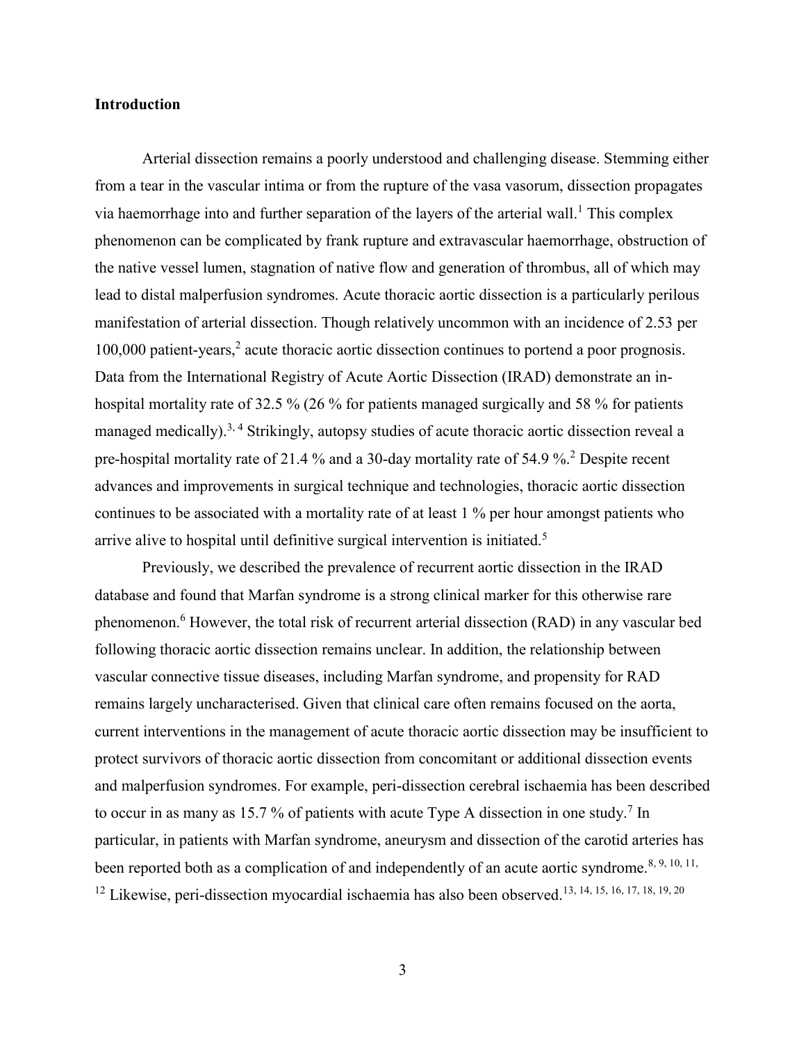## Introduction

Arterial dissection remains a poorly understood and challenging disease. Stemming either from a tear in the vascular intima or from the rupture of the vasa vasorum, dissection propagates via haemorrhage into and further separation of the layers of the arterial wall.[1] This complex phenomenon can be complicated by frank rupture and extravascular haemorrhage, obstruction of the native vessel lumen, stagnation of native flow and generation of thrombus, all of which may lead to distal malperfusion syndromes. Acute thoracic aortic dissection is a particularly perilous manifestation of arterial dissection. Though relatively uncommon with an incidence of 2.53 per 100,000 patient-years,[2] acute thoracic aortic dissection continues to portend a poor prognosis. Data from the International Registry of Acute Aortic Dissection (IRAD) demonstrate an in-hospital mortality rate of 32.5 % (26 % for patients managed surgically and 58 % for patients managed medically).[3, 4] Strikingly, autopsy studies of acute thoracic aortic dissection reveal a pre-hospital mortality rate of 21.4 % and a 30-day mortality rate of 54.9 %.[2] Despite recent advances and improvements in surgical technique and technologies, thoracic aortic dissection continues to be associated with a mortality rate of at least 1 % per hour amongst patients who arrive alive to hospital until definitive surgical intervention is initiated.[5]

Previously, we described the prevalence of recurrent aortic dissection in the IRAD database and found that Marfan syndrome is a strong clinical marker for this otherwise rare phenomenon.[6] However, the total risk of recurrent arterial dissection (RAD) in any vascular bed following thoracic aortic dissection remains unclear. In addition, the relationship between vascular connective tissue diseases, including Marfan syndrome, and propensity for RAD remains largely uncharacterised. Given that clinical care often remains focused on the aorta, current interventions in the management of acute thoracic aortic dissection may be insufficient to protect survivors of thoracic aortic dissection from concomitant or additional dissection events and malperfusion syndromes. For example, peri-dissection cerebral ischaemia has been described to occur in as many as 15.7 % of patients with acute Type A dissection in one study.[7] In particular, in patients with Marfan syndrome, aneurysm and dissection of the carotid arteries has been reported both as a complication of and independently of an acute aortic syndrome.[8, 9, 10, 11, 12] Likewise, peri-dissection myocardial ischaemia has also been observed.[13, 14, 15, 16, 17, 18, 19, 20]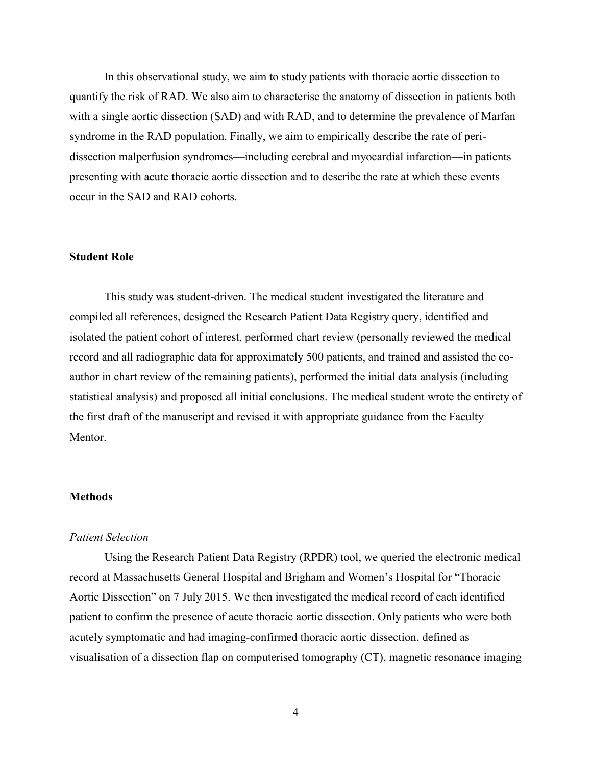In this observational study, we aim to study patients with thoracic aortic dissection to quantify the risk of RAD. We also aim to characterise the anatomy of dissection in patients both with a single aortic dissection (SAD) and with RAD, and to determine the prevalence of Marfan syndrome in the RAD population. Finally, we aim to empirically describe the rate of peri-dissection malperfusion syndromes—including cerebral and myocardial infarction—in patients presenting with acute thoracic aortic dissection and to describe the rate at which these events occur in the SAD and RAD cohorts.

**Student Role**

This study was student-driven. The medical student investigated the literature and compiled all references, designed the Research Patient Data Registry query, identified and isolated the patient cohort of interest, performed chart review (personally reviewed the medical record and all radiographic data for approximately 500 patients, and trained and assisted the co-author in chart review of the remaining patients), performed the initial data analysis (including statistical analysis) and proposed all initial conclusions. The medical student wrote the entirety of the first draft of the manuscript and revised it with appropriate guidance from the Faculty Mentor.

**Methods**

*Patient Selection*

Using the Research Patient Data Registry (RPDR) tool, we queried the electronic medical record at Massachusetts General Hospital and Brigham and Women's Hospital for "Thoracic Aortic Dissection" on 7 July 2015. We then investigated the medical record of each identified patient to confirm the presence of acute thoracic aortic dissection. Only patients who were both acutely symptomatic and had imaging-confirmed thoracic aortic dissection, defined as visualisation of a dissection flap on computerised tomography (CT), magnetic resonance imaging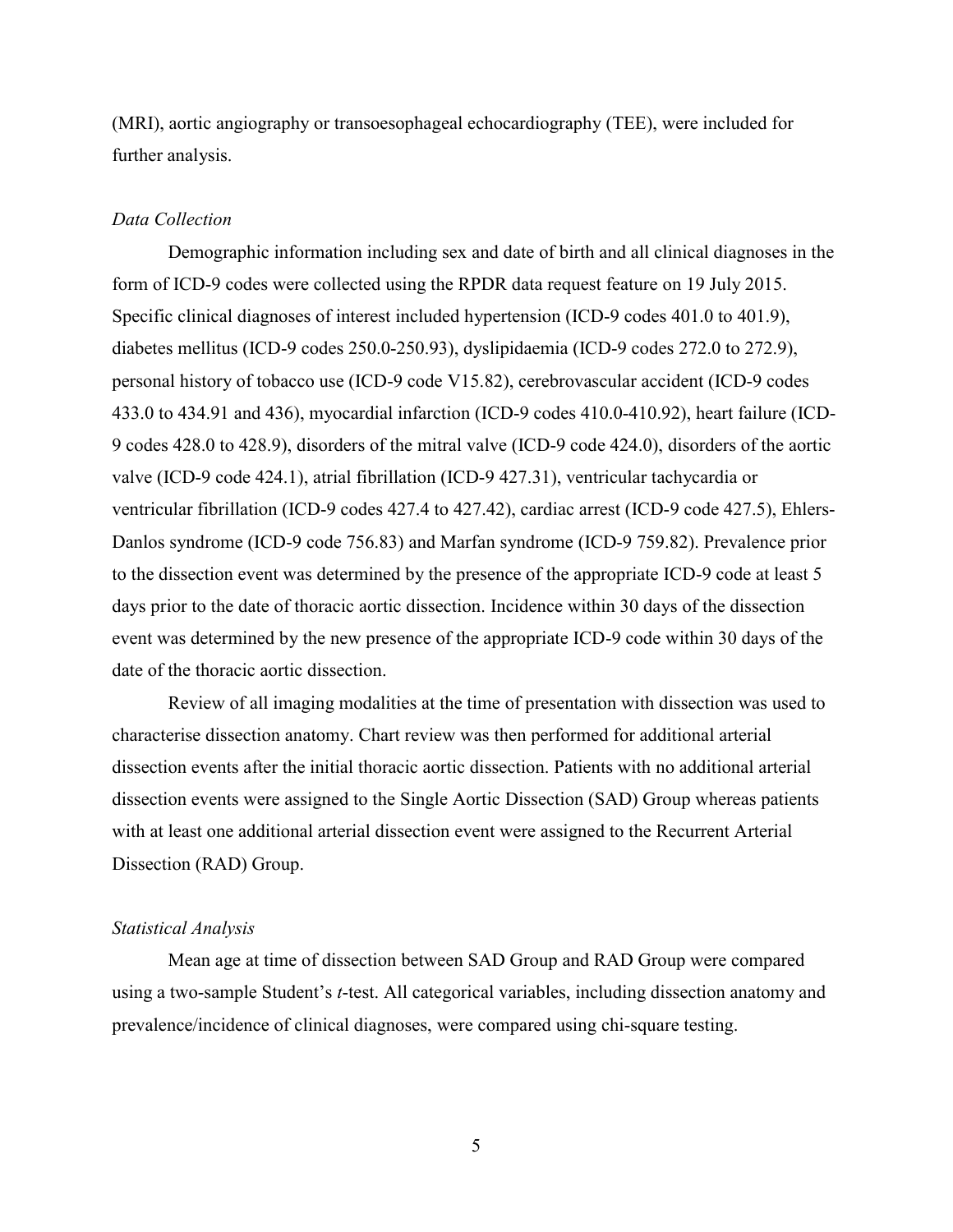(MRI), aortic angiography or transoesophageal echocardiography (TEE), were included for further analysis.

*Data Collection*

Demographic information including sex and date of birth and all clinical diagnoses in the form of ICD-9 codes were collected using the RPDR data request feature on 19 July 2015. Specific clinical diagnoses of interest included hypertension (ICD-9 codes 401.0 to 401.9), diabetes mellitus (ICD-9 codes 250.0-250.93), dyslipidaemia (ICD-9 codes 272.0 to 272.9), personal history of tobacco use (ICD-9 code V15.82), cerebrovascular accident (ICD-9 codes 433.0 to 434.91 and 436), myocardial infarction (ICD-9 codes 410.0-410.92), heart failure (ICD-9 codes 428.0 to 428.9), disorders of the mitral valve (ICD-9 code 424.0), disorders of the aortic valve (ICD-9 code 424.1), atrial fibrillation (ICD-9 427.31), ventricular tachycardia or ventricular fibrillation (ICD-9 codes 427.4 to 427.42), cardiac arrest (ICD-9 code 427.5), Ehlers-Danlos syndrome (ICD-9 code 756.83) and Marfan syndrome (ICD-9 759.82). Prevalence prior to the dissection event was determined by the presence of the appropriate ICD-9 code at least 5 days prior to the date of thoracic aortic dissection. Incidence within 30 days of the dissection event was determined by the new presence of the appropriate ICD-9 code within 30 days of the date of the thoracic aortic dissection.

Review of all imaging modalities at the time of presentation with dissection was used to characterise dissection anatomy. Chart review was then performed for additional arterial dissection events after the initial thoracic aortic dissection. Patients with no additional arterial dissection events were assigned to the Single Aortic Dissection (SAD) Group whereas patients with at least one additional arterial dissection event were assigned to the Recurrent Arterial Dissection (RAD) Group.

*Statistical Analysis*

Mean age at time of dissection between SAD Group and RAD Group were compared using a two-sample Student's *t*-test. All categorical variables, including dissection anatomy and prevalence/incidence of clinical diagnoses, were compared using chi-square testing.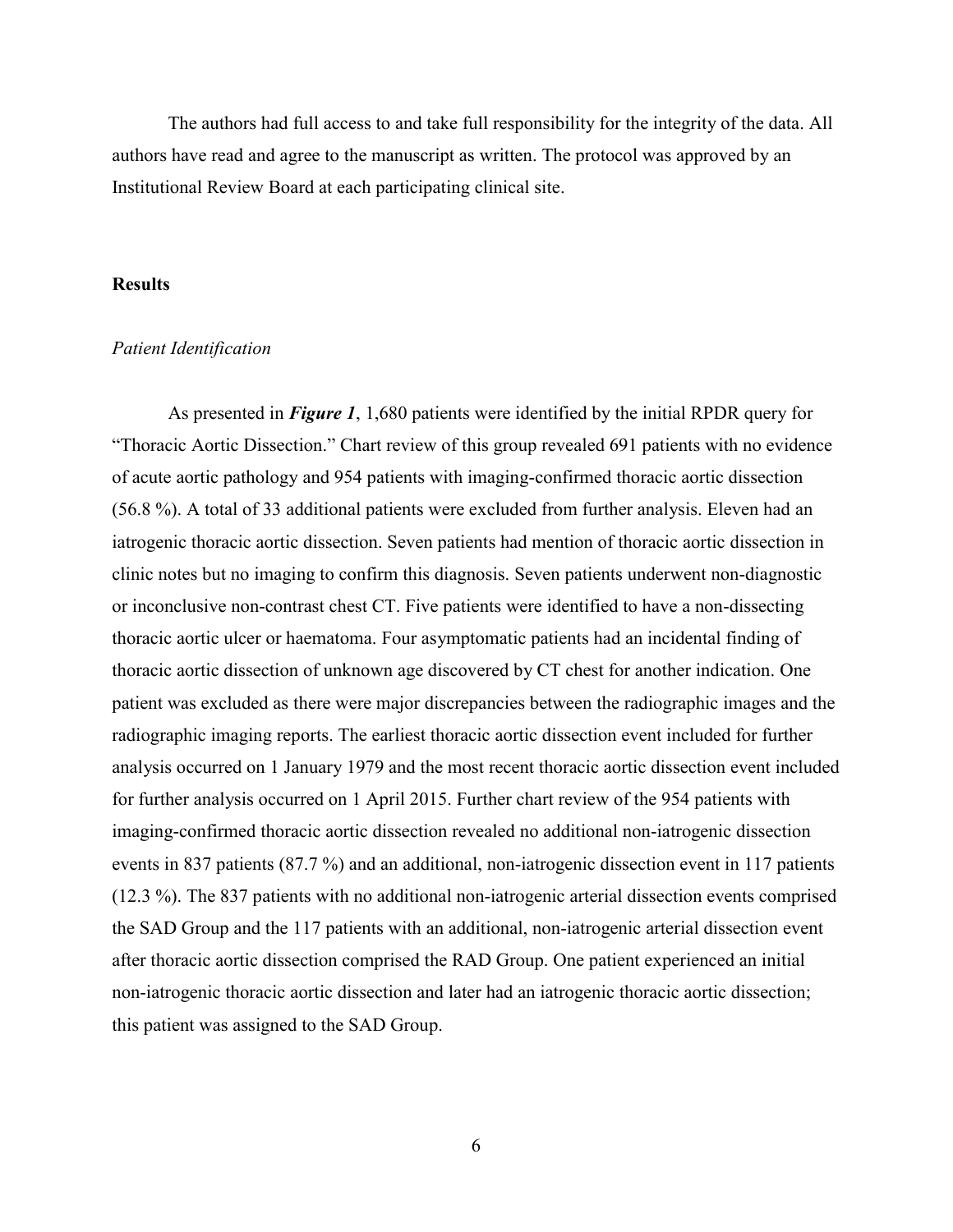The authors had full access to and take full responsibility for the integrity of the data. All authors have read and agree to the manuscript as written. The protocol was approved by an Institutional Review Board at each participating clinical site.

## Results

### *Patient Identification*

As presented in ***Figure 1***, 1,680 patients were identified by the initial RPDR query for "Thoracic Aortic Dissection." Chart review of this group revealed 691 patients with no evidence of acute aortic pathology and 954 patients with imaging-confirmed thoracic aortic dissection (56.8 %). A total of 33 additional patients were excluded from further analysis. Eleven had an iatrogenic thoracic aortic dissection. Seven patients had mention of thoracic aortic dissection in clinic notes but no imaging to confirm this diagnosis. Seven patients underwent non-diagnostic or inconclusive non-contrast chest CT. Five patients were identified to have a non-dissecting thoracic aortic ulcer or haematoma. Four asymptomatic patients had an incidental finding of thoracic aortic dissection of unknown age discovered by CT chest for another indication. One patient was excluded as there were major discrepancies between the radiographic images and the radiographic imaging reports. The earliest thoracic aortic dissection event included for further analysis occurred on 1 January 1979 and the most recent thoracic aortic dissection event included for further analysis occurred on 1 April 2015. Further chart review of the 954 patients with imaging-confirmed thoracic aortic dissection revealed no additional non-iatrogenic dissection events in 837 patients (87.7 %) and an additional, non-iatrogenic dissection event in 117 patients (12.3 %). The 837 patients with no additional non-iatrogenic arterial dissection events comprised the SAD Group and the 117 patients with an additional, non-iatrogenic arterial dissection event after thoracic aortic dissection comprised the RAD Group. One patient experienced an initial non-iatrogenic thoracic aortic dissection and later had an iatrogenic thoracic aortic dissection; this patient was assigned to the SAD Group.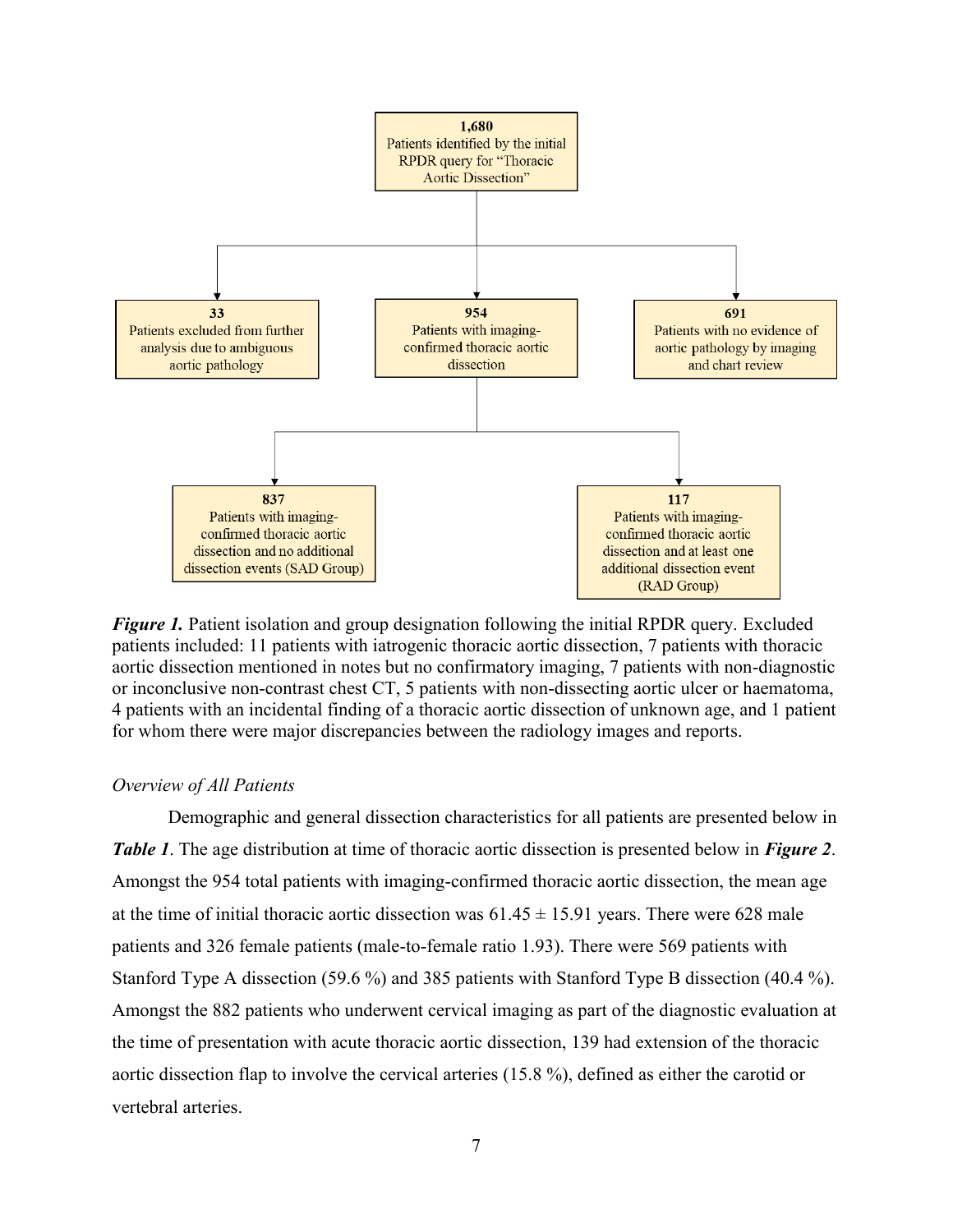1,680
Patients identified by the initial RPDR query for "Thoracic Aortic Dissection"

33
Patients excluded from further analysis due to ambiguous aortic pathology

954
Patients with imaging-confirmed thoracic aortic dissection

691
Patients with no evidence of aortic pathology by imaging and chart review

837
Patients with imaging-confirmed thoracic aortic dissection and no additional dissection events (SAD Group)

117
Patients with imaging-confirmed thoracic aortic dissection and at least one additional dissection event (RAD Group)

***Figure 1.*** Patient isolation and group designation following the initial RPDR query. Excluded patients included: 11 patients with iatrogenic thoracic aortic dissection, 7 patients with thoracic aortic dissection mentioned in notes but no confirmatory imaging, 7 patients with non-diagnostic or inconclusive non-contrast chest CT, 5 patients with non-dissecting aortic ulcer or haematoma, 4 patients with an incidental finding of a thoracic aortic dissection of unknown age, and 1 patient for whom there were major discrepancies between the radiology images and reports.

*Overview of All Patients*

Demographic and general dissection characteristics for all patients are presented below in ***Table 1***. The age distribution at time of thoracic aortic dissection is presented below in ***Figure 2***. Amongst the 954 total patients with imaging-confirmed thoracic aortic dissection, the mean age at the time of initial thoracic aortic dissection was $61.45 \pm 15.91$ years. There were 628 male patients and 326 female patients (male-to-female ratio 1.93). There were 569 patients with Stanford Type A dissection (59.6 %) and 385 patients with Stanford Type B dissection (40.4 %). Amongst the 882 patients who underwent cervical imaging as part of the diagnostic evaluation at the time of presentation with acute thoracic aortic dissection, 139 had extension of the thoracic aortic dissection flap to involve the cervical arteries (15.8 %), defined as either the carotid or vertebral arteries.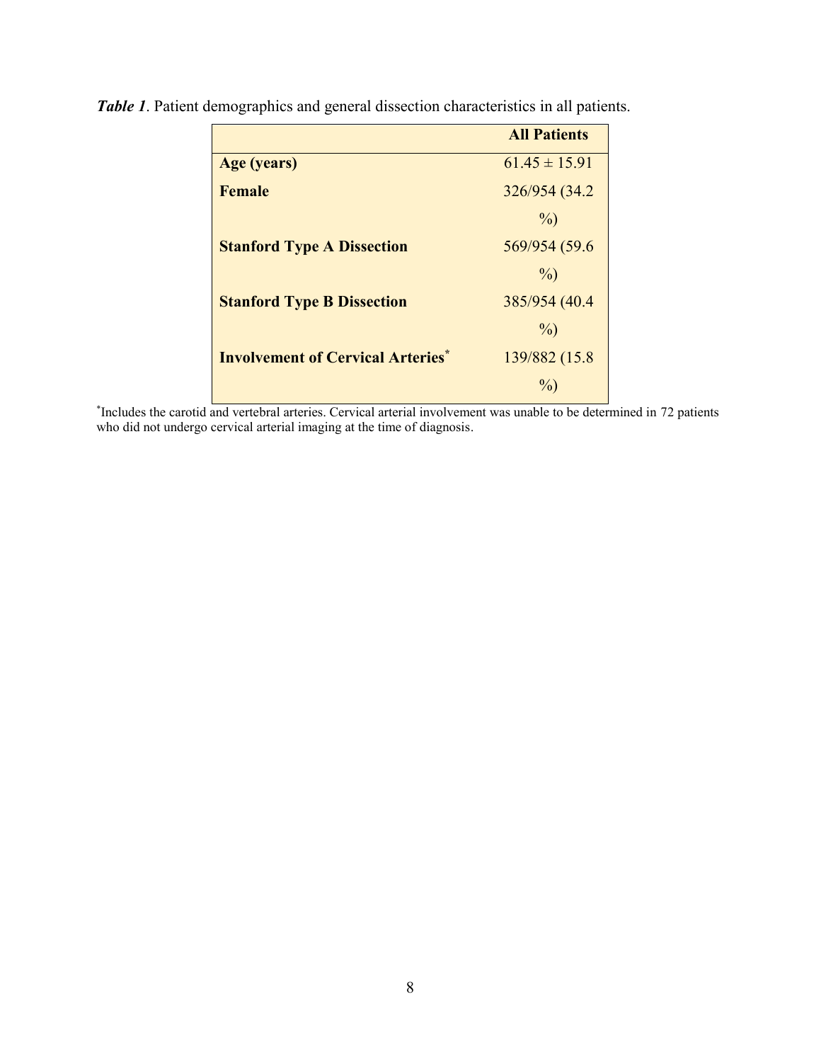***Table 1***. Patient demographics and general dissection characteristics in all patients.

| | **All Patients** |
|---|---|
| **Age (years)** | 61.45 ± 15.91 |
| **Female** | 326/954 (34.2 %) |
| **Stanford Type A Dissection** | 569/954 (59.6 %) |
| **Stanford Type B Dissection** | 385/954 (40.4 %) |
| **Involvement of Cervical Arteries*** | 139/882 (15.8 %) |

*Includes the carotid and vertebral arteries. Cervical arterial involvement was unable to be determined in 72 patients who did not undergo cervical arterial imaging at the time of diagnosis.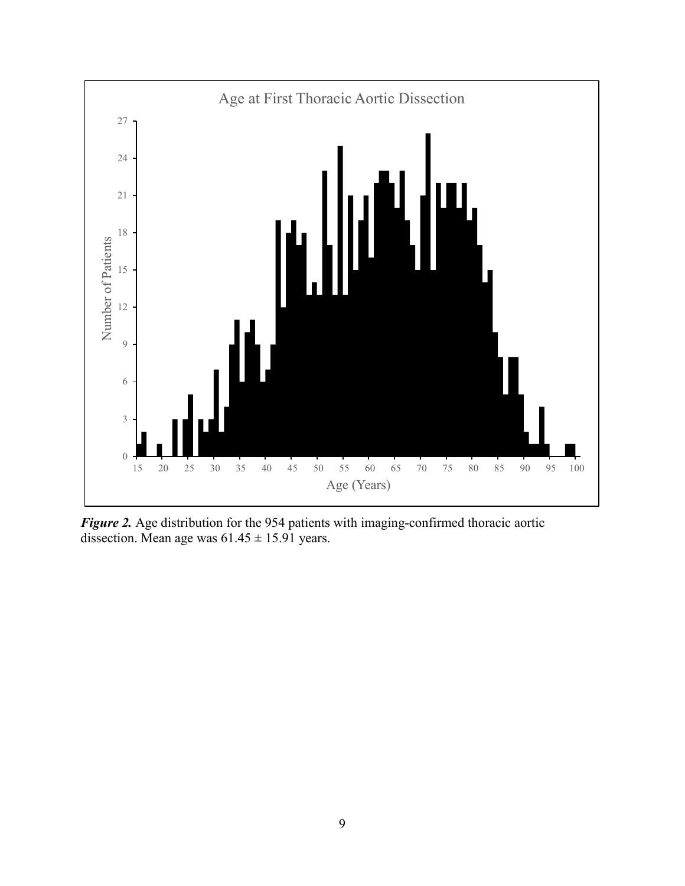*Figure 2.* Age distribution for the 954 patients with imaging-confirmed thoracic aortic dissection. Mean age was $61.45 \pm 15.91$ years.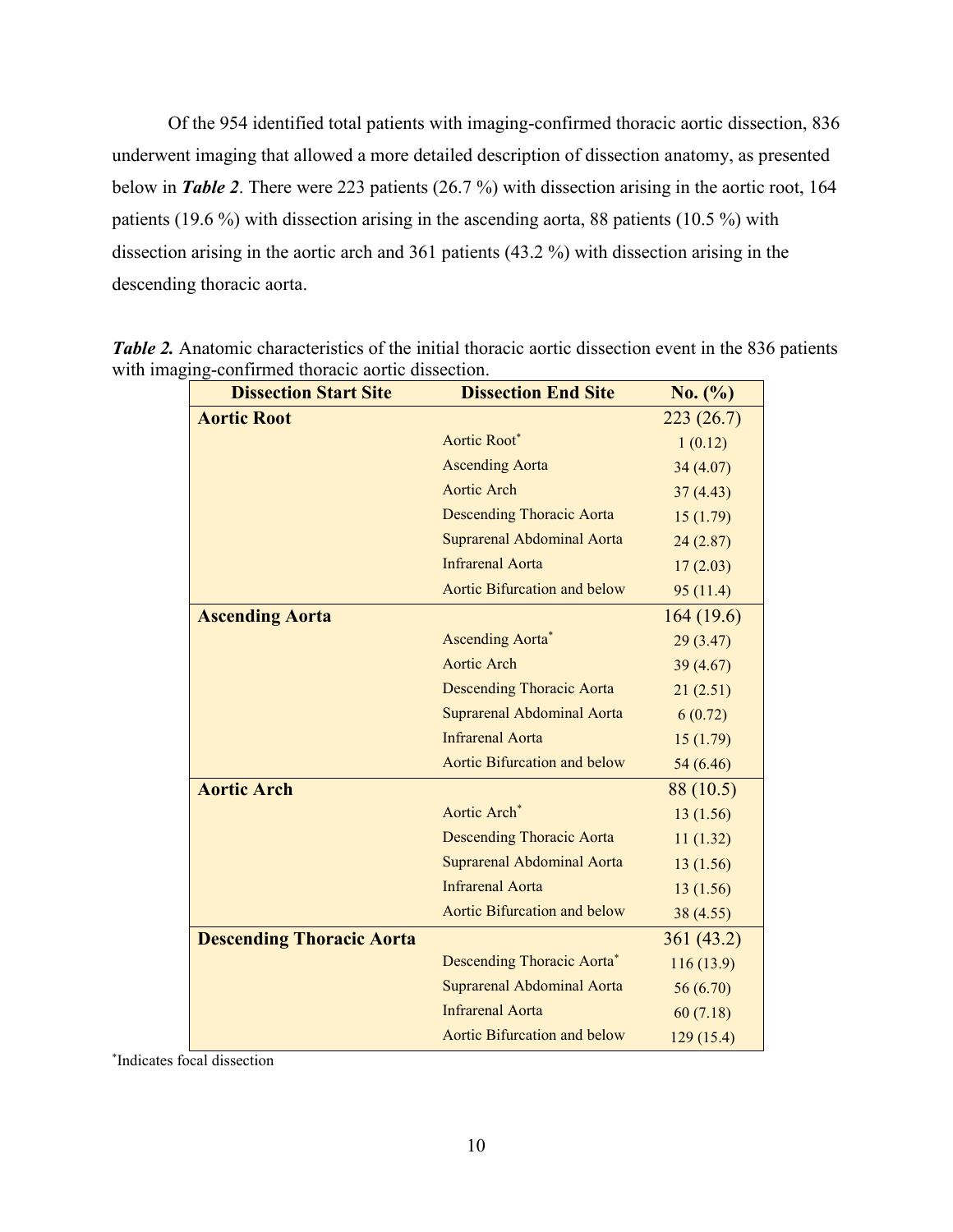Of the 954 identified total patients with imaging-confirmed thoracic aortic dissection, 836 underwent imaging that allowed a more detailed description of dissection anatomy, as presented below in ***Table 2***. There were 223 patients (26.7 %) with dissection arising in the aortic root, 164 patients (19.6 %) with dissection arising in the ascending aorta, 88 patients (10.5 %) with dissection arising in the aortic arch and 361 patients (43.2 %) with dissection arising in the descending thoracic aorta.

***Table 2.*** Anatomic characteristics of the initial thoracic aortic dissection event in the 836 patients with imaging-confirmed thoracic aortic dissection.

| Dissection Start Site | Dissection End Site | No. (%) |
|---|---|---|
| **Aortic Root** | | 223 (26.7) |
| | Aortic Root* | 1 (0.12) |
| | Ascending Aorta | 34 (4.07) |
| | Aortic Arch | 37 (4.43) |
| | Descending Thoracic Aorta | 15 (1.79) |
| | Suprarenal Abdominal Aorta | 24 (2.87) |
| | Infrarenal Aorta | 17 (2.03) |
| | Aortic Bifurcation and below | 95 (11.4) |
| **Ascending Aorta** | | 164 (19.6) |
| | Ascending Aorta* | 29 (3.47) |
| | Aortic Arch | 39 (4.67) |
| | Descending Thoracic Aorta | 21 (2.51) |
| | Suprarenal Abdominal Aorta | 6 (0.72) |
| | Infrarenal Aorta | 15 (1.79) |
| | Aortic Bifurcation and below | 54 (6.46) |
| **Aortic Arch** | | 88 (10.5) |
| | Aortic Arch* | 13 (1.56) |
| | Descending Thoracic Aorta | 11 (1.32) |
| | Suprarenal Abdominal Aorta | 13 (1.56) |
| | Infrarenal Aorta | 13 (1.56) |
| | Aortic Bifurcation and below | 38 (4.55) |
| **Descending Thoracic Aorta** | | 361 (43.2) |
| | Descending Thoracic Aorta* | 116 (13.9) |
| | Suprarenal Abdominal Aorta | 56 (6.70) |
| | Infrarenal Aorta | 60 (7.18) |
| | Aortic Bifurcation and below | 129 (15.4) |

*Indicates focal dissection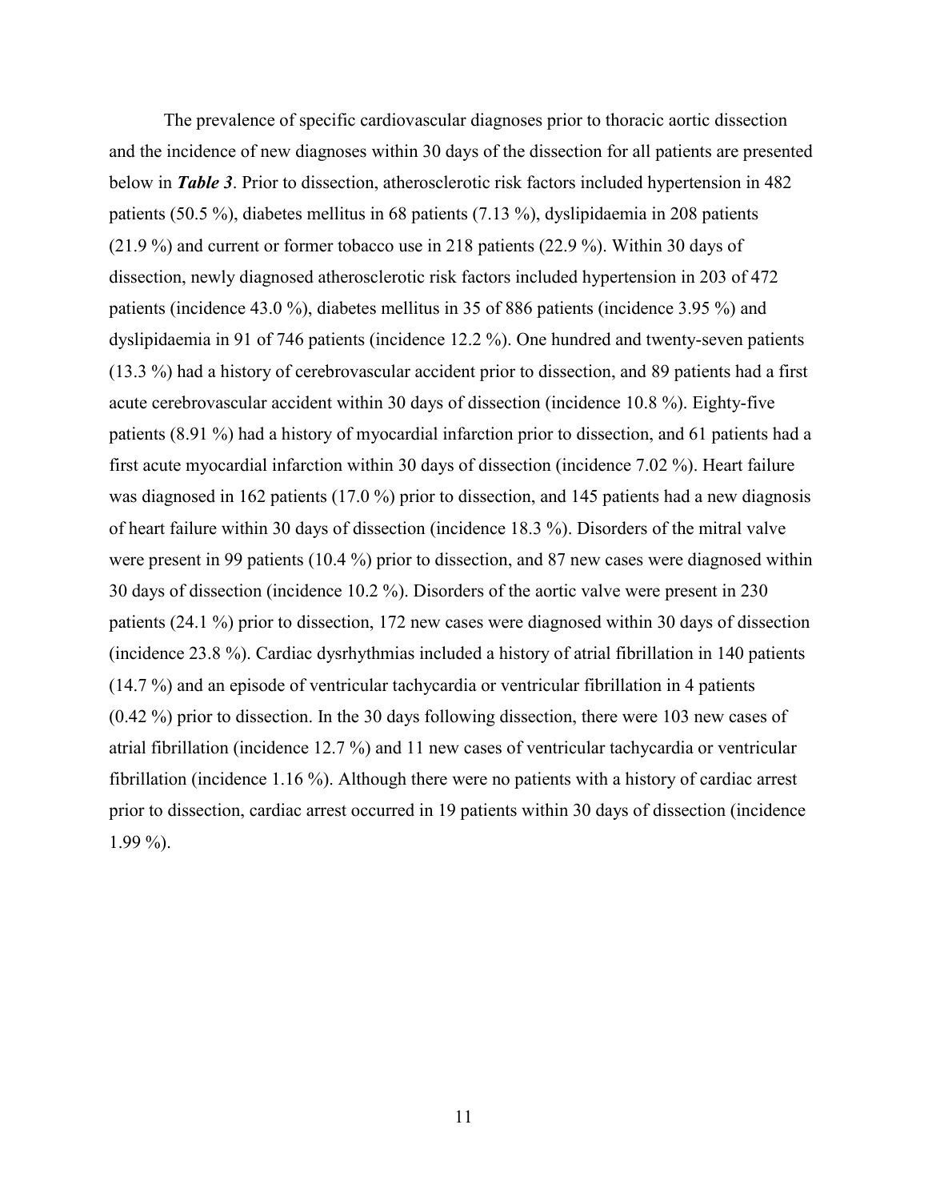The prevalence of specific cardiovascular diagnoses prior to thoracic aortic dissection and the incidence of new diagnoses within 30 days of the dissection for all patients are presented below in ***Table 3***. Prior to dissection, atherosclerotic risk factors included hypertension in 482 patients (50.5 %), diabetes mellitus in 68 patients (7.13 %), dyslipidaemia in 208 patients (21.9 %) and current or former tobacco use in 218 patients (22.9 %). Within 30 days of dissection, newly diagnosed atherosclerotic risk factors included hypertension in 203 of 472 patients (incidence 43.0 %), diabetes mellitus in 35 of 886 patients (incidence 3.95 %) and dyslipidaemia in 91 of 746 patients (incidence 12.2 %). One hundred and twenty-seven patients (13.3 %) had a history of cerebrovascular accident prior to dissection, and 89 patients had a first acute cerebrovascular accident within 30 days of dissection (incidence 10.8 %). Eighty-five patients (8.91 %) had a history of myocardial infarction prior to dissection, and 61 patients had a first acute myocardial infarction within 30 days of dissection (incidence 7.02 %). Heart failure was diagnosed in 162 patients (17.0 %) prior to dissection, and 145 patients had a new diagnosis of heart failure within 30 days of dissection (incidence 18.3 %). Disorders of the mitral valve were present in 99 patients (10.4 %) prior to dissection, and 87 new cases were diagnosed within 30 days of dissection (incidence 10.2 %). Disorders of the aortic valve were present in 230 patients (24.1 %) prior to dissection, 172 new cases were diagnosed within 30 days of dissection (incidence 23.8 %). Cardiac dysrhythmias included a history of atrial fibrillation in 140 patients (14.7 %) and an episode of ventricular tachycardia or ventricular fibrillation in 4 patients (0.42 %) prior to dissection. In the 30 days following dissection, there were 103 new cases of atrial fibrillation (incidence 12.7 %) and 11 new cases of ventricular tachycardia or ventricular fibrillation (incidence 1.16 %). Although there were no patients with a history of cardiac arrest prior to dissection, cardiac arrest occurred in 19 patients within 30 days of dissection (incidence 1.99 %).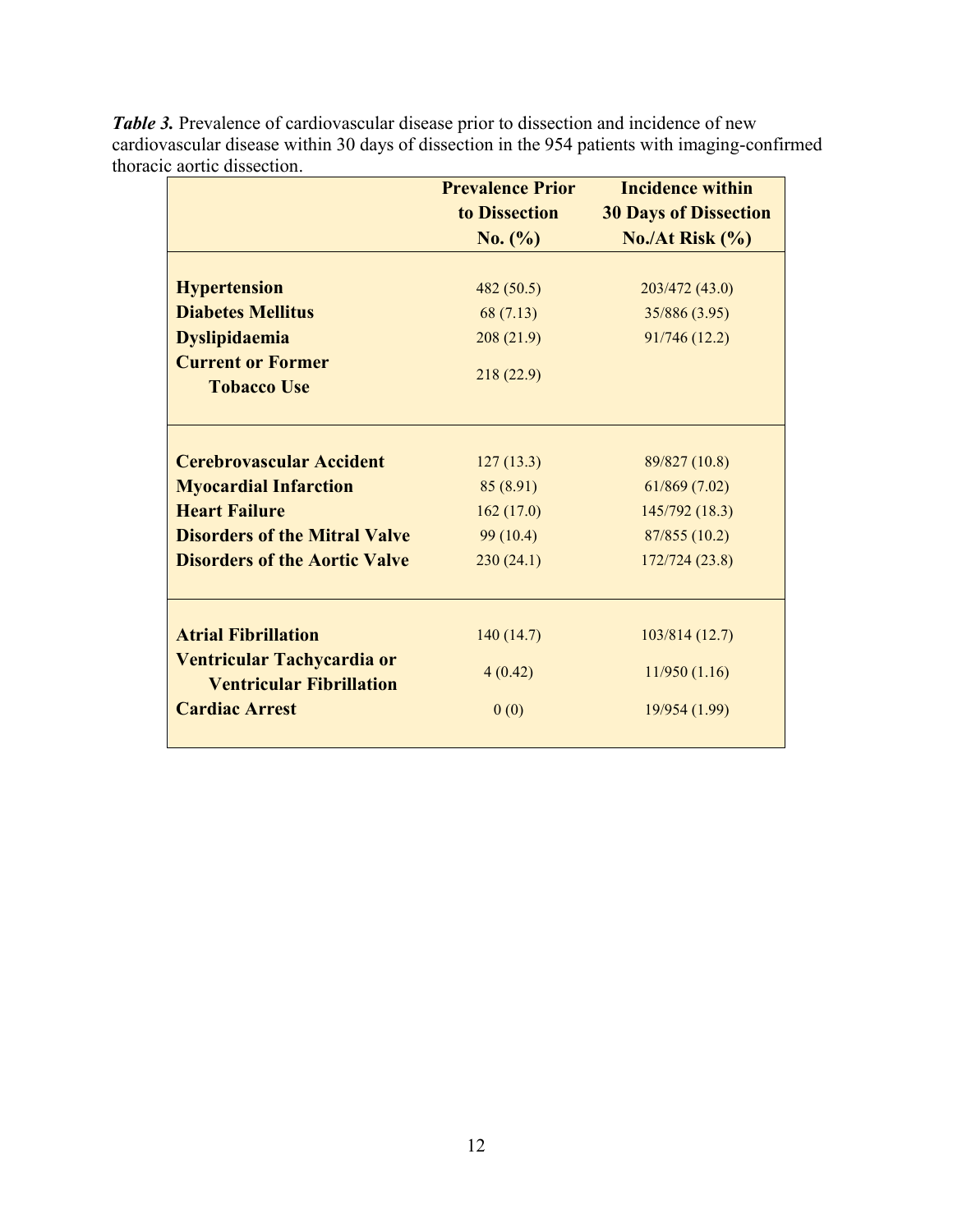***Table 3.*** Prevalence of cardiovascular disease prior to dissection and incidence of new cardiovascular disease within 30 days of dissection in the 954 patients with imaging-confirmed thoracic aortic dissection.

| | Prevalence Prior to Dissection No. (%) | Incidence within 30 Days of Dissection No./At Risk (%) |
|---|---|---|
| **Hypertension** | 482 (50.5) | 203/472 (43.0) |
| **Diabetes Mellitus** | 68 (7.13) | 35/886 (3.95) |
| **Dyslipidaemia** | 208 (21.9) | 91/746 (12.2) |
| **Current or Former Tobacco Use** | 218 (22.9) | |
| **Cerebrovascular Accident** | 127 (13.3) | 89/827 (10.8) |
| **Myocardial Infarction** | 85 (8.91) | 61/869 (7.02) |
| **Heart Failure** | 162 (17.0) | 145/792 (18.3) |
| **Disorders of the Mitral Valve** | 99 (10.4) | 87/855 (10.2) |
| **Disorders of the Aortic Valve** | 230 (24.1) | 172/724 (23.8) |
| **Atrial Fibrillation** | 140 (14.7) | 103/814 (12.7) |
| **Ventricular Tachycardia or Ventricular Fibrillation** | 4 (0.42) | 11/950 (1.16) |
| **Cardiac Arrest** | 0 (0) | 19/954 (1.99) |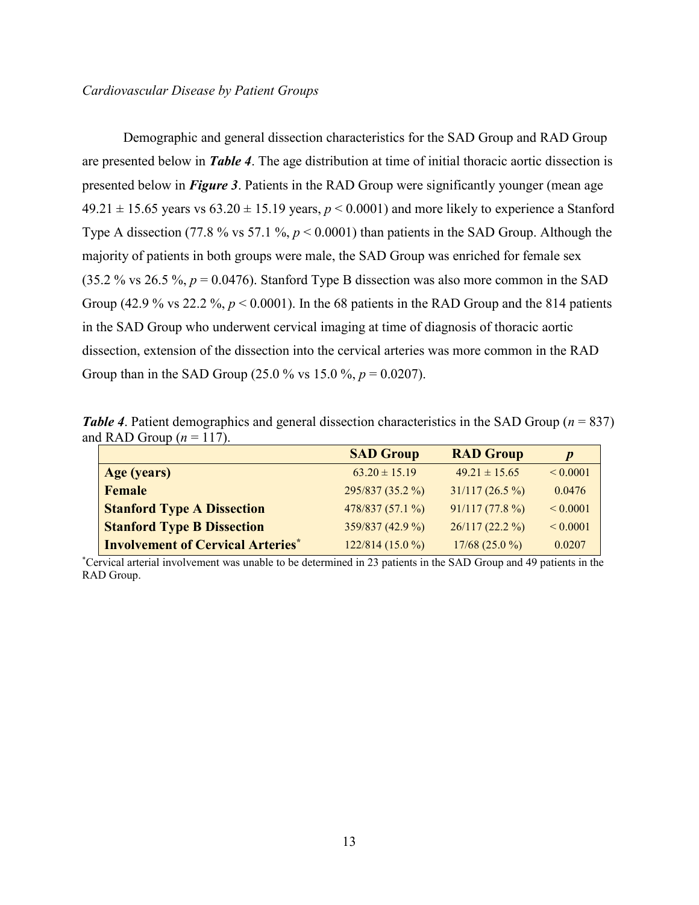*Cardiovascular Disease by Patient Groups*

Demographic and general dissection characteristics for the SAD Group and RAD Group are presented below in ***Table 4***. The age distribution at time of initial thoracic aortic dissection is presented below in ***Figure 3***. Patients in the RAD Group were significantly younger (mean age $49.21 \pm 15.65$ years vs $63.20 \pm 15.19$ years, $p < 0.0001$) and more likely to experience a Stanford Type A dissection (77.8 % vs 57.1 %, $p < 0.0001$) than patients in the SAD Group. Although the majority of patients in both groups were male, the SAD Group was enriched for female sex (35.2 % vs 26.5 %, $p = 0.0476$). Stanford Type B dissection was also more common in the SAD Group (42.9 % vs 22.2 %, $p < 0.0001$). In the 68 patients in the RAD Group and the 814 patients in the SAD Group who underwent cervical imaging at time of diagnosis of thoracic aortic dissection, extension of the dissection into the cervical arteries was more common in the RAD Group than in the SAD Group (25.0 % vs 15.0 %, $p = 0.0207$).

***Table 4***. Patient demographics and general dissection characteristics in the SAD Group ($n = 837$) and RAD Group ($n = 117$).

| | **SAD Group** | **RAD Group** | $p$ |
|---|---|---|---|
| **Age (years)** | $63.20 \pm 15.19$ | $49.21 \pm 15.65$ | < 0.0001 |
| **Female** | 295/837 (35.2 %) | 31/117 (26.5 %) | 0.0476 |
| **Stanford Type A Dissection** | 478/837 (57.1 %) | 91/117 (77.8 %) | < 0.0001 |
| **Stanford Type B Dissection** | 359/837 (42.9 %) | 26/117 (22.2 %) | < 0.0001 |
| **Involvement of Cervical Arteries*** | 122/814 (15.0 %) | 17/68 (25.0 %) | 0.0207 |

*Cervical arterial involvement was unable to be determined in 23 patients in the SAD Group and 49 patients in the RAD Group.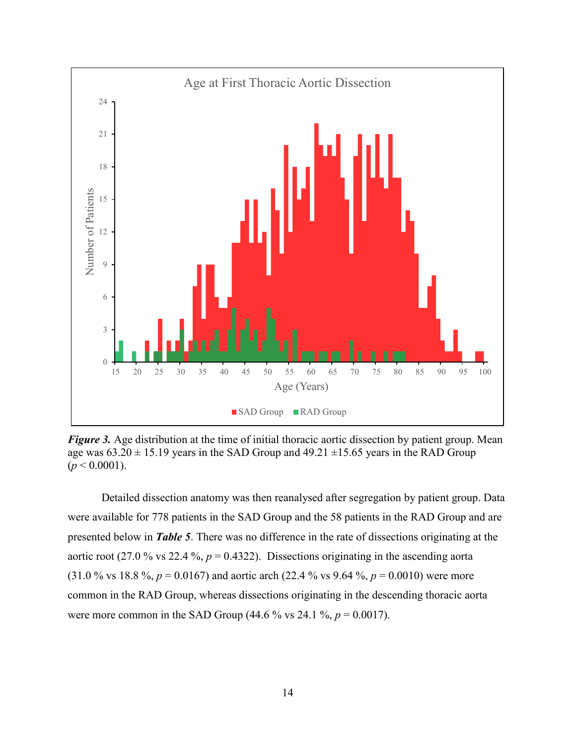*Figure 3.* Age distribution at the time of initial thoracic aortic dissection by patient group. Mean age was 63.20 ± 15.19 years in the SAD Group and 49.21 ±15.65 years in the RAD Group ($p < 0.0001$).

Detailed dissection anatomy was then reanalysed after segregation by patient group. Data were available for 778 patients in the SAD Group and the 58 patients in the RAD Group and are presented below in ***Table 5***. There was no difference in the rate of dissections originating at the aortic root (27.0 % vs 22.4 %, $p = 0.4322$). Dissections originating in the ascending aorta (31.0 % vs 18.8 %, $p = 0.0167$) and aortic arch (22.4 % vs 9.64 %, $p = 0.0010$) were more common in the RAD Group, whereas dissections originating in the descending thoracic aorta were more common in the SAD Group (44.6 % vs 24.1 %, $p = 0.0017$).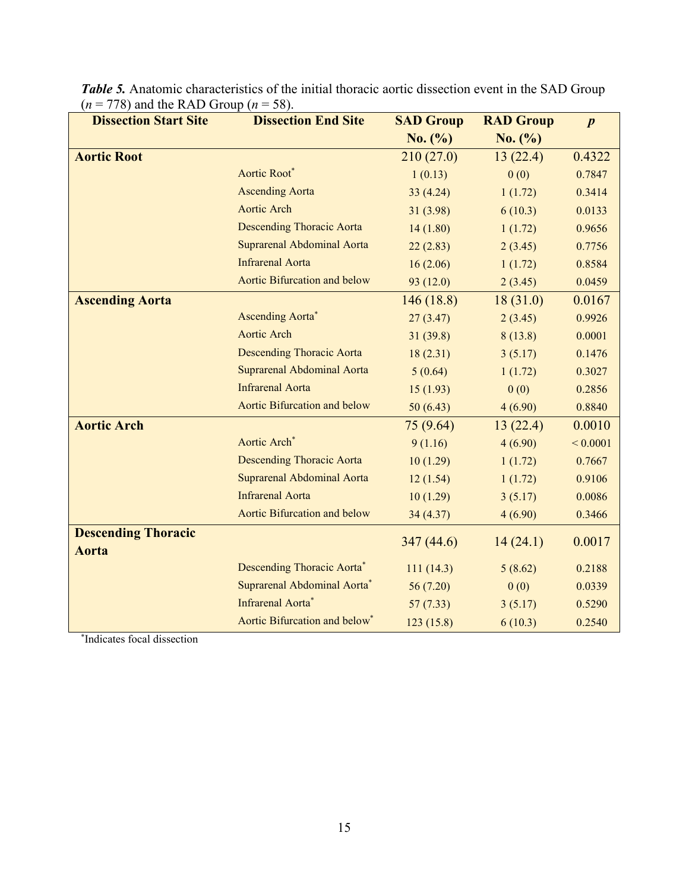***Table 5.*** Anatomic characteristics of the initial thoracic aortic dissection event in the SAD Group ($n$ = 778) and the RAD Group ($n$ = 58).

| Dissection Start Site | Dissection End Site | SAD Group No. (%) | RAD Group No. (%) | $p$ |
|---|---|---|---|---|
| **Aortic Root** | | 210 (27.0) | 13 (22.4) | 0.4322 |
| | Aortic Root* | 1 (0.13) | 0 (0) | 0.7847 |
| | Ascending Aorta | 33 (4.24) | 1 (1.72) | 0.3414 |
| | Aortic Arch | 31 (3.98) | 6 (10.3) | 0.0133 |
| | Descending Thoracic Aorta | 14 (1.80) | 1 (1.72) | 0.9656 |
| | Suprarenal Abdominal Aorta | 22 (2.83) | 2 (3.45) | 0.7756 |
| | Infrarenal Aorta | 16 (2.06) | 1 (1.72) | 0.8584 |
| | Aortic Bifurcation and below | 93 (12.0) | 2 (3.45) | 0.0459 |
| **Ascending Aorta** | | 146 (18.8) | 18 (31.0) | 0.0167 |
| | Ascending Aorta* | 27 (3.47) | 2 (3.45) | 0.9926 |
| | Aortic Arch | 31 (39.8) | 8 (13.8) | 0.0001 |
| | Descending Thoracic Aorta | 18 (2.31) | 3 (5.17) | 0.1476 |
| | Suprarenal Abdominal Aorta | 5 (0.64) | 1 (1.72) | 0.3027 |
| | Infrarenal Aorta | 15 (1.93) | 0 (0) | 0.2856 |
| | Aortic Bifurcation and below | 50 (6.43) | 4 (6.90) | 0.8840 |
| **Aortic Arch** | | 75 (9.64) | 13 (22.4) | 0.0010 |
| | Aortic Arch* | 9 (1.16) | 4 (6.90) | < 0.0001 |
| | Descending Thoracic Aorta | 10 (1.29) | 1 (1.72) | 0.7667 |
| | Suprarenal Abdominal Aorta | 12 (1.54) | 1 (1.72) | 0.9106 |
| | Infrarenal Aorta | 10 (1.29) | 3 (5.17) | 0.0086 |
| | Aortic Bifurcation and below | 34 (4.37) | 4 (6.90) | 0.3466 |
| **Descending Thoracic Aorta** | | 347 (44.6) | 14 (24.1) | 0.0017 |
| | Descending Thoracic Aorta* | 111 (14.3) | 5 (8.62) | 0.2188 |
| | Suprarenal Abdominal Aorta* | 56 (7.20) | 0 (0) | 0.0339 |
| | Infrarenal Aorta* | 57 (7.33) | 3 (5.17) | 0.5290 |
| | Aortic Bifurcation and below* | 123 (15.8) | 6 (10.3) | 0.2540 |

*Indicates focal dissection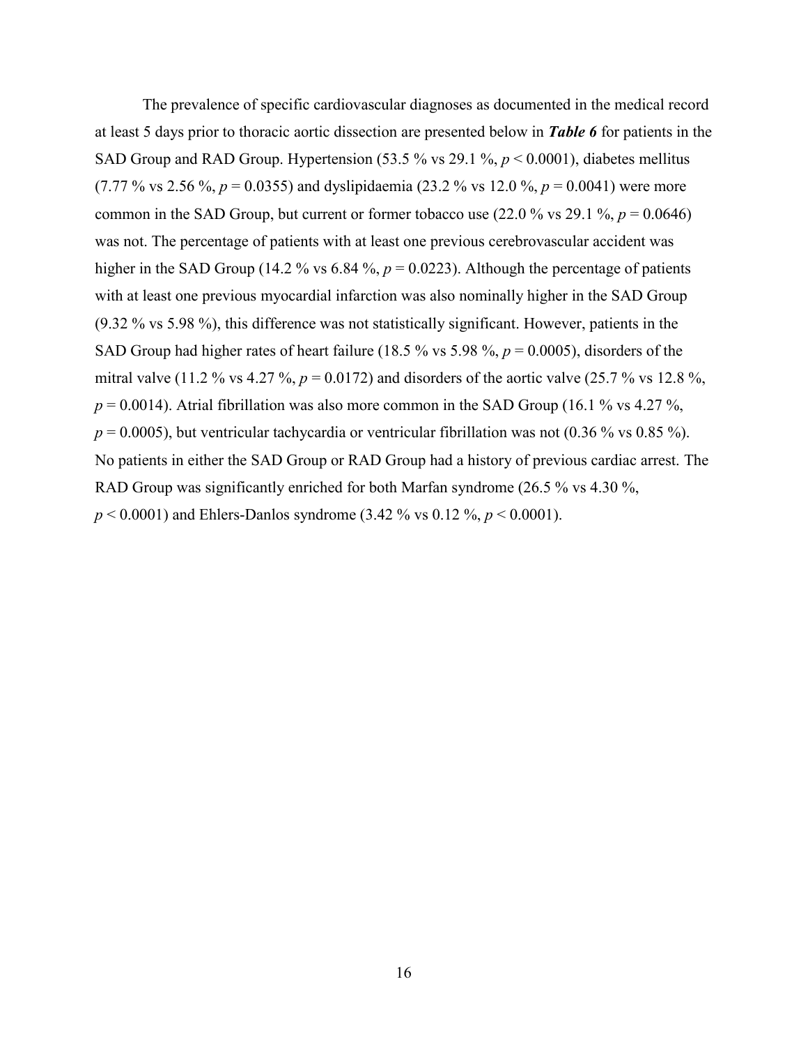The prevalence of specific cardiovascular diagnoses as documented in the medical record at least 5 days prior to thoracic aortic dissection are presented below in ***Table 6*** for patients in the SAD Group and RAD Group. Hypertension (53.5 % vs 29.1 %, $p < 0.0001$), diabetes mellitus (7.77 % vs 2.56 %, $p = 0.0355$) and dyslipidaemia (23.2 % vs 12.0 %, $p = 0.0041$) were more common in the SAD Group, but current or former tobacco use (22.0 % vs 29.1 %, $p = 0.0646$) was not. The percentage of patients with at least one previous cerebrovascular accident was higher in the SAD Group (14.2 % vs 6.84 %, $p = 0.0223$). Although the percentage of patients with at least one previous myocardial infarction was also nominally higher in the SAD Group (9.32 % vs 5.98 %), this difference was not statistically significant. However, patients in the SAD Group had higher rates of heart failure (18.5 % vs 5.98 %, $p = 0.0005$), disorders of the mitral valve (11.2 % vs 4.27 %, $p = 0.0172$) and disorders of the aortic valve (25.7 % vs 12.8 %, $p = 0.0014$). Atrial fibrillation was also more common in the SAD Group (16.1 % vs 4.27 %, $p = 0.0005$), but ventricular tachycardia or ventricular fibrillation was not (0.36 % vs 0.85 %). No patients in either the SAD Group or RAD Group had a history of previous cardiac arrest. The RAD Group was significantly enriched for both Marfan syndrome (26.5 % vs 4.30 %, $p < 0.0001$) and Ehlers-Danlos syndrome (3.42 % vs 0.12 %, $p < 0.0001$).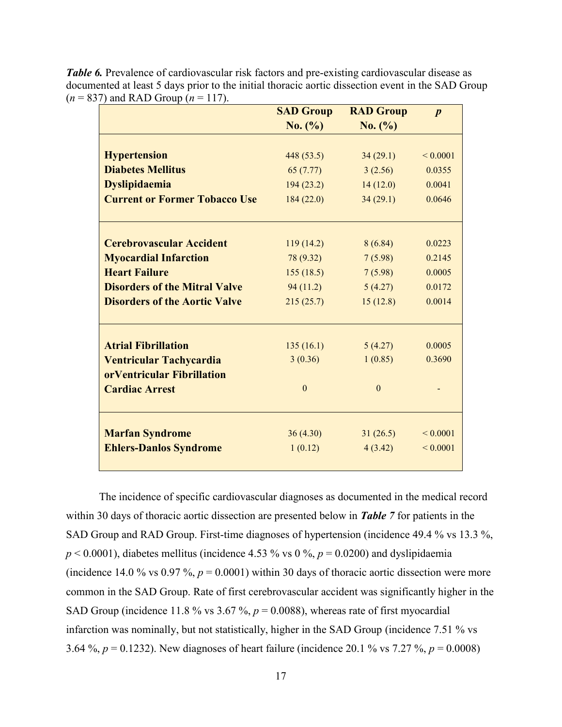***Table 6.*** Prevalence of cardiovascular risk factors and pre-existing cardiovascular disease as documented at least 5 days prior to the initial thoracic aortic dissection event in the SAD Group ($n$ = 837) and RAD Group ($n$ = 117).

| | SAD Group No. (%) | RAD Group No. (%) | $p$ |
|---|---|---|---|
| **Hypertension** | 448 (53.5) | 34 (29.1) | < 0.0001 |
| **Diabetes Mellitus** | 65 (7.77) | 3 (2.56) | 0.0355 |
| **Dyslipidaemia** | 194 (23.2) | 14 (12.0) | 0.0041 |
| **Current or Former Tobacco Use** | 184 (22.0) | 34 (29.1) | 0.0646 |
| **Cerebrovascular Accident** | 119 (14.2) | 8 (6.84) | 0.0223 |
| **Myocardial Infarction** | 78 (9.32) | 7 (5.98) | 0.2145 |
| **Heart Failure** | 155 (18.5) | 7 (5.98) | 0.0005 |
| **Disorders of the Mitral Valve** | 94 (11.2) | 5 (4.27) | 0.0172 |
| **Disorders of the Aortic Valve** | 215 (25.7) | 15 (12.8) | 0.0014 |
| **Atrial Fibrillation** | 135 (16.1) | 5 (4.27) | 0.0005 |
| **Ventricular Tachycardia orVentricular Fibrillation** | 3 (0.36) | 1 (0.85) | 0.3690 |
| **Cardiac Arrest** | 0 | 0 | - |
| **Marfan Syndrome** | 36 (4.30) | 31 (26.5) | < 0.0001 |
| **Ehlers-Danlos Syndrome** | 1 (0.12) | 4 (3.42) | < 0.0001 |

The incidence of specific cardiovascular diagnoses as documented in the medical record within 30 days of thoracic aortic dissection are presented below in ***Table 7*** for patients in the SAD Group and RAD Group. First-time diagnoses of hypertension (incidence 49.4 % vs 13.3 %, $p < 0.0001$), diabetes mellitus (incidence 4.53 % vs 0 %, $p = 0.0200$) and dyslipidaemia (incidence 14.0 % vs 0.97 %, $p = 0.0001$) within 30 days of thoracic aortic dissection were more common in the SAD Group. Rate of first cerebrovascular accident was significantly higher in the SAD Group (incidence 11.8 % vs 3.67 %, $p = 0.0088$), whereas rate of first myocardial infarction was nominally, but not statistically, higher in the SAD Group (incidence 7.51 % vs 3.64 %, $p = 0.1232$). New diagnoses of heart failure (incidence 20.1 % vs 7.27 %, $p = 0.0008$)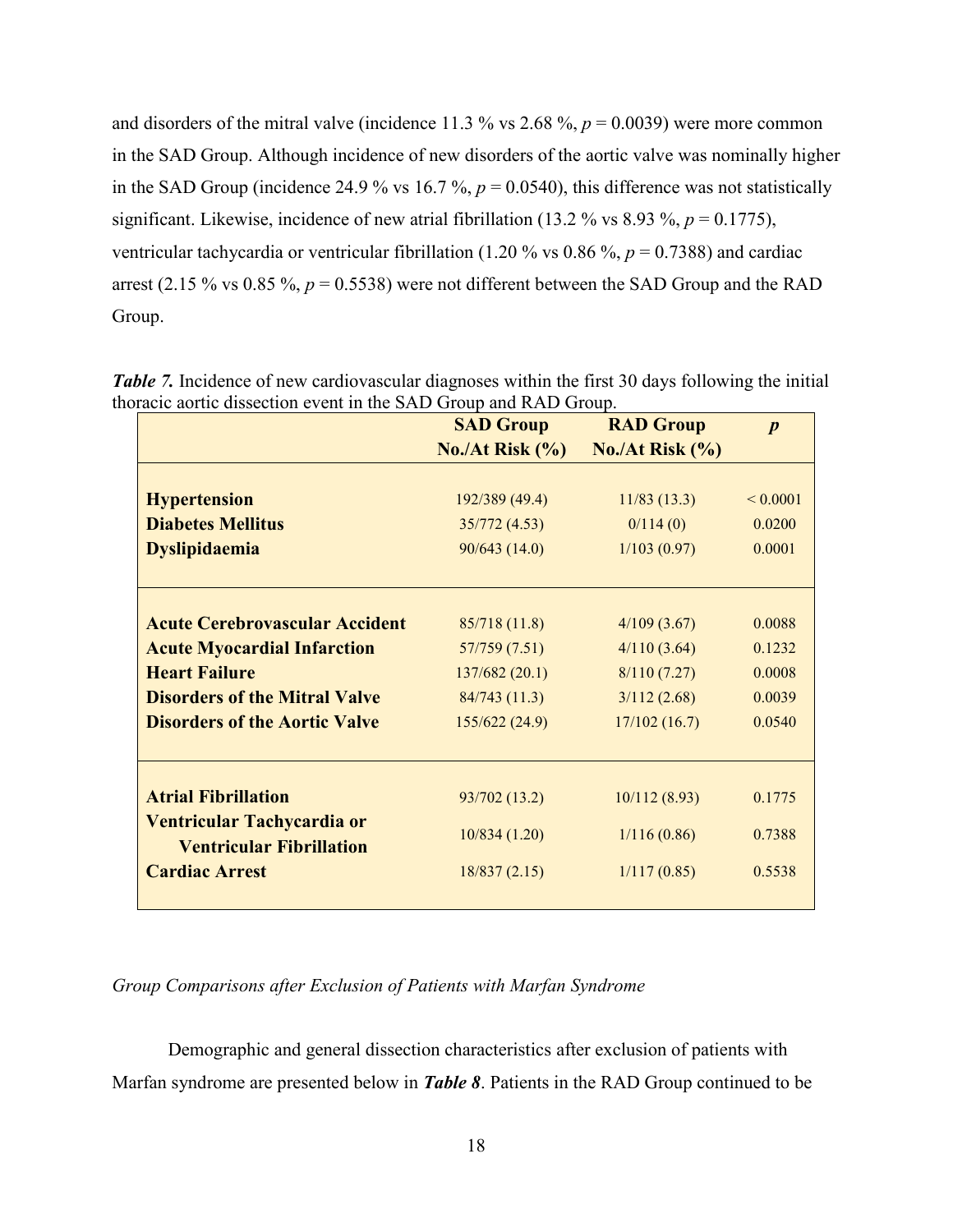and disorders of the mitral valve (incidence 11.3 % vs 2.68 %, $p = 0.0039$) were more common in the SAD Group. Although incidence of new disorders of the aortic valve was nominally higher in the SAD Group (incidence 24.9 % vs 16.7 %, $p = 0.0540$), this difference was not statistically significant. Likewise, incidence of new atrial fibrillation (13.2 % vs 8.93 %, $p = 0.1775$), ventricular tachycardia or ventricular fibrillation (1.20 % vs 0.86 %, $p = 0.7388$) and cardiac arrest (2.15 % vs 0.85 %, $p = 0.5538$) were not different between the SAD Group and the RAD Group.

***Table 7.*** Incidence of new cardiovascular diagnoses within the first 30 days following the initial thoracic aortic dissection event in the SAD Group and RAD Group.

| | **SAD Group No./At Risk (%)** | **RAD Group No./At Risk (%)** | ***p*** |
|---|---|---|---|
| **Hypertension** | 192/389 (49.4) | 11/83 (13.3) | < 0.0001 |
| **Diabetes Mellitus** | 35/772 (4.53) | 0/114 (0) | 0.0200 |
| **Dyslipidaemia** | 90/643 (14.0) | 1/103 (0.97) | 0.0001 |
| **Acute Cerebrovascular Accident** | 85/718 (11.8) | 4/109 (3.67) | 0.0088 |
| **Acute Myocardial Infarction** | 57/759 (7.51) | 4/110 (3.64) | 0.1232 |
| **Heart Failure** | 137/682 (20.1) | 8/110 (7.27) | 0.0008 |
| **Disorders of the Mitral Valve** | 84/743 (11.3) | 3/112 (2.68) | 0.0039 |
| **Disorders of the Aortic Valve** | 155/622 (24.9) | 17/102 (16.7) | 0.0540 |
| **Atrial Fibrillation** | 93/702 (13.2) | 10/112 (8.93) | 0.1775 |
| **Ventricular Tachycardia or Ventricular Fibrillation** | 10/834 (1.20) | 1/116 (0.86) | 0.7388 |
| **Cardiac Arrest** | 18/837 (2.15) | 1/117 (0.85) | 0.5538 |

*Group Comparisons after Exclusion of Patients with Marfan Syndrome*

Demographic and general dissection characteristics after exclusion of patients with Marfan syndrome are presented below in ***Table 8***. Patients in the RAD Group continued to be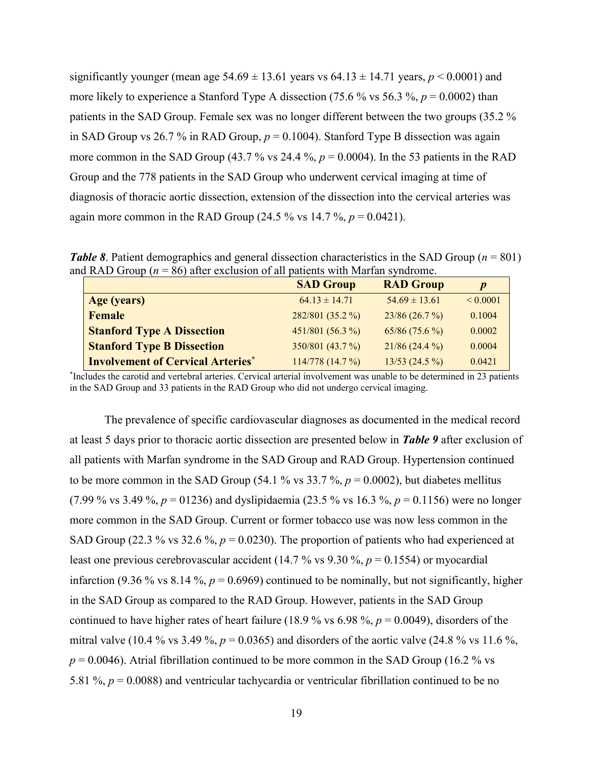significantly younger (mean age 54.69 ± 13.61 years vs 64.13 ± 14.71 years, $p < 0.0001$) and more likely to experience a Stanford Type A dissection (75.6 % vs 56.3 %, $p = 0.0002$) than patients in the SAD Group. Female sex was no longer different between the two groups (35.2 % in SAD Group vs 26.7 % in RAD Group, $p = 0.1004$). Stanford Type B dissection was again more common in the SAD Group (43.7 % vs 24.4 %, $p = 0.0004$). In the 53 patients in the RAD Group and the 778 patients in the SAD Group who underwent cervical imaging at time of diagnosis of thoracic aortic dissection, extension of the dissection into the cervical arteries was again more common in the RAD Group (24.5 % vs 14.7 %, $p = 0.0421$).

***Table 8***. Patient demographics and general dissection characteristics in the SAD Group ($n = 801$) and RAD Group ($n = 86$) after exclusion of all patients with Marfan syndrome.

| | SAD Group | RAD Group | *p* |
|---|---|---|---|
| **Age (years)** | 64.13 ± 14.71 | 54.69 ± 13.61 | < 0.0001 |
| **Female** | 282/801 (35.2 %) | 23/86 (26.7 %) | 0.1004 |
| **Stanford Type A Dissection** | 451/801 (56.3 %) | 65/86 (75.6 %) | 0.0002 |
| **Stanford Type B Dissection** | 350/801 (43.7 %) | 21/86 (24.4 %) | 0.0004 |
| **Involvement of Cervical Arteries*** | 114/778 (14.7 %) | 13/53 (24.5 %) | 0.0421 |

*Includes the carotid and vertebral arteries. Cervical arterial involvement was unable to be determined in 23 patients in the SAD Group and 33 patients in the RAD Group who did not undergo cervical imaging.

The prevalence of specific cardiovascular diagnoses as documented in the medical record at least 5 days prior to thoracic aortic dissection are presented below in ***Table 9*** after exclusion of all patients with Marfan syndrome in the SAD Group and RAD Group. Hypertension continued to be more common in the SAD Group (54.1 % vs 33.7 %, $p = 0.0002$), but diabetes mellitus (7.99 % vs 3.49 %, $p = 01236$) and dyslipidaemia (23.5 % vs 16.3 %, $p = 0.1156$) were no longer more common in the SAD Group. Current or former tobacco use was now less common in the SAD Group (22.3 % vs 32.6 %, $p = 0.0230$). The proportion of patients who had experienced at least one previous cerebrovascular accident (14.7 % vs 9.30 %, $p = 0.1554$) or myocardial infarction (9.36 % vs 8.14 %, $p = 0.6969$) continued to be nominally, but not significantly, higher in the SAD Group as compared to the RAD Group. However, patients in the SAD Group continued to have higher rates of heart failure (18.9 % vs 6.98 %, $p = 0.0049$), disorders of the mitral valve (10.4 % vs 3.49 %, $p = 0.0365$) and disorders of the aortic valve (24.8 % vs 11.6 %, $p = 0.0046$). Atrial fibrillation continued to be more common in the SAD Group (16.2 % vs 5.81 %, $p = 0.0088$) and ventricular tachycardia or ventricular fibrillation continued to be no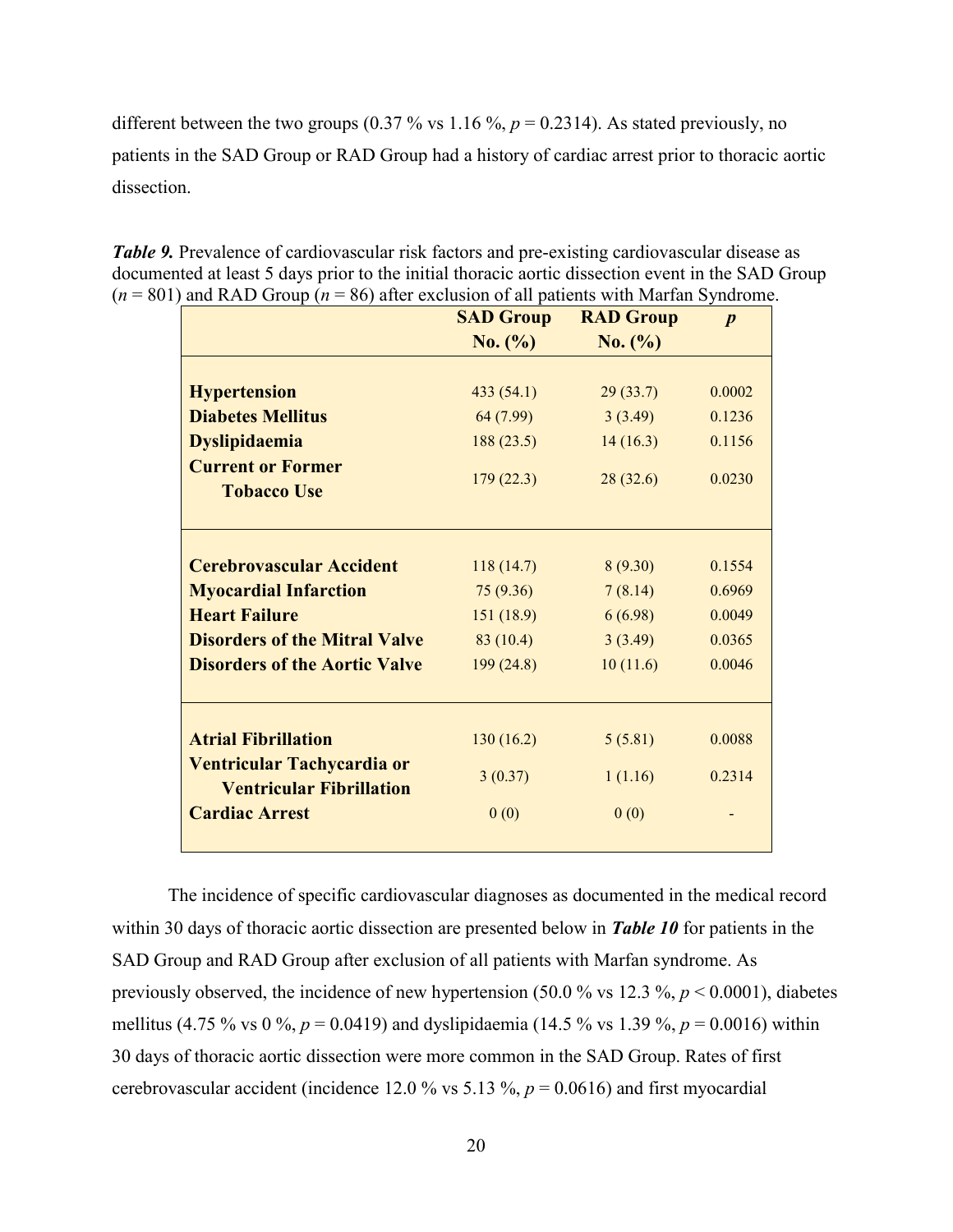different between the two groups (0.37 % vs 1.16 %, $p = 0.2314$). As stated previously, no patients in the SAD Group or RAD Group had a history of cardiac arrest prior to thoracic aortic dissection.

***Table 9.*** Prevalence of cardiovascular risk factors and pre-existing cardiovascular disease as documented at least 5 days prior to the initial thoracic aortic dissection event in the SAD Group ($n = 801$) and RAD Group ($n = 86$) after exclusion of all patients with Marfan Syndrome.

| | **SAD Group No. (%)** | **RAD Group No. (%)** | ***p*** |
|---|---|---|---|
| **Hypertension** | 433 (54.1) | 29 (33.7) | 0.0002 |
| **Diabetes Mellitus** | 64 (7.99) | 3 (3.49) | 0.1236 |
| **Dyslipidaemia** | 188 (23.5) | 14 (16.3) | 0.1156 |
| **Current or Former Tobacco Use** | 179 (22.3) | 28 (32.6) | 0.0230 |
| **Cerebrovascular Accident** | 118 (14.7) | 8 (9.30) | 0.1554 |
| **Myocardial Infarction** | 75 (9.36) | 7 (8.14) | 0.6969 |
| **Heart Failure** | 151 (18.9) | 6 (6.98) | 0.0049 |
| **Disorders of the Mitral Valve** | 83 (10.4) | 3 (3.49) | 0.0365 |
| **Disorders of the Aortic Valve** | 199 (24.8) | 10 (11.6) | 0.0046 |
| **Atrial Fibrillation** | 130 (16.2) | 5 (5.81) | 0.0088 |
| **Ventricular Tachycardia or Ventricular Fibrillation** | 3 (0.37) | 1 (1.16) | 0.2314 |
| **Cardiac Arrest** | 0 (0) | 0 (0) | - |

The incidence of specific cardiovascular diagnoses as documented in the medical record within 30 days of thoracic aortic dissection are presented below in ***Table 10*** for patients in the SAD Group and RAD Group after exclusion of all patients with Marfan syndrome. As previously observed, the incidence of new hypertension (50.0 % vs 12.3 %, $p < 0.0001$), diabetes mellitus (4.75 % vs 0 %, $p = 0.0419$) and dyslipidaemia (14.5 % vs 1.39 %, $p = 0.0016$) within 30 days of thoracic aortic dissection were more common in the SAD Group. Rates of first cerebrovascular accident (incidence 12.0 % vs 5.13 %, $p = 0.0616$) and first myocardial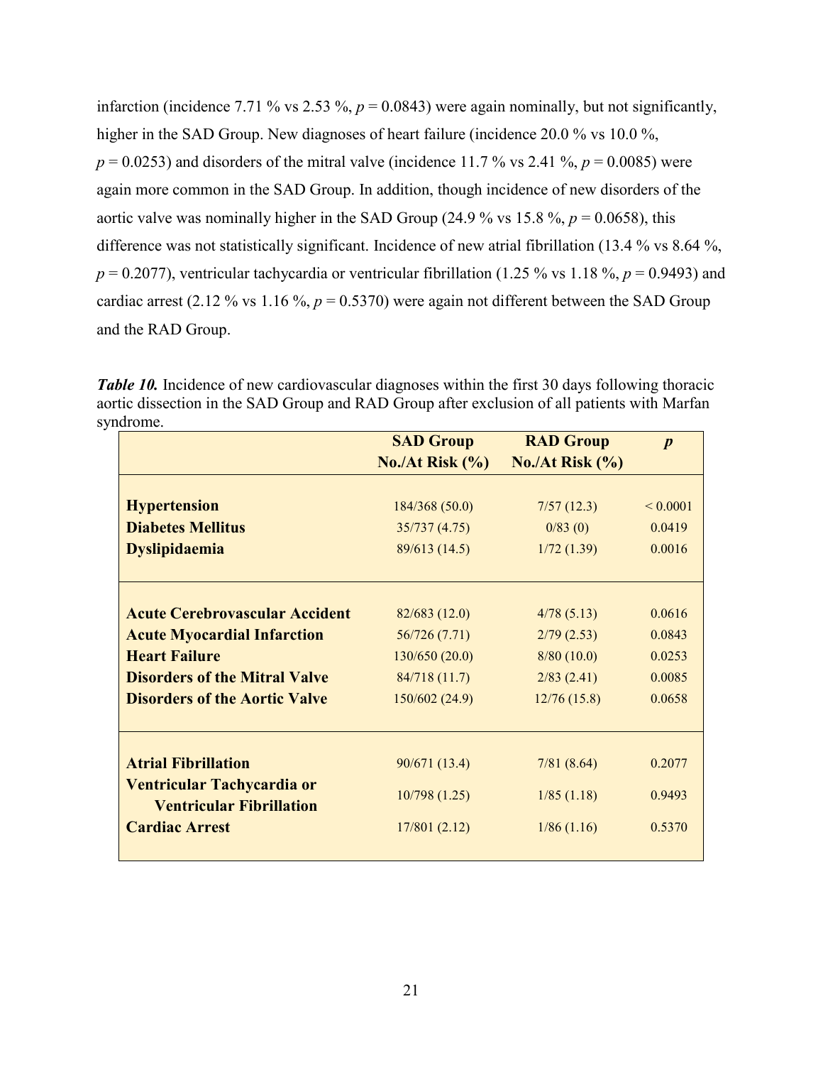infarction (incidence 7.71 % vs 2.53 %, $p = 0.0843$) were again nominally, but not significantly, higher in the SAD Group. New diagnoses of heart failure (incidence 20.0 % vs 10.0 %, $p = 0.0253$) and disorders of the mitral valve (incidence 11.7 % vs 2.41 %, $p = 0.0085$) were again more common in the SAD Group. In addition, though incidence of new disorders of the aortic valve was nominally higher in the SAD Group (24.9 % vs 15.8 %, $p = 0.0658$), this difference was not statistically significant. Incidence of new atrial fibrillation (13.4 % vs 8.64 %, $p = 0.2077$), ventricular tachycardia or ventricular fibrillation (1.25 % vs 1.18 %, $p = 0.9493$) and cardiac arrest (2.12 % vs 1.16 %, $p = 0.5370$) were again not different between the SAD Group and the RAD Group.

***Table 10.*** Incidence of new cardiovascular diagnoses within the first 30 days following thoracic aortic dissection in the SAD Group and RAD Group after exclusion of all patients with Marfan syndrome.

| | **SAD Group No./At Risk (%)** | **RAD Group No./At Risk (%)** | ***p*** |
|---|---|---|---|
| **Hypertension** | 184/368 (50.0) | 7/57 (12.3) | < 0.0001 |
| **Diabetes Mellitus** | 35/737 (4.75) | 0/83 (0) | 0.0419 |
| **Dyslipidaemia** | 89/613 (14.5) | 1/72 (1.39) | 0.0016 |
| **Acute Cerebrovascular Accident** | 82/683 (12.0) | 4/78 (5.13) | 0.0616 |
| **Acute Myocardial Infarction** | 56/726 (7.71) | 2/79 (2.53) | 0.0843 |
| **Heart Failure** | 130/650 (20.0) | 8/80 (10.0) | 0.0253 |
| **Disorders of the Mitral Valve** | 84/718 (11.7) | 2/83 (2.41) | 0.0085 |
| **Disorders of the Aortic Valve** | 150/602 (24.9) | 12/76 (15.8) | 0.0658 |
| **Atrial Fibrillation** | 90/671 (13.4) | 7/81 (8.64) | 0.2077 |
| **Ventricular Tachycardia or Ventricular Fibrillation** | 10/798 (1.25) | 1/85 (1.18) | 0.9493 |
| **Cardiac Arrest** | 17/801 (2.12) | 1/86 (1.16) | 0.5370 |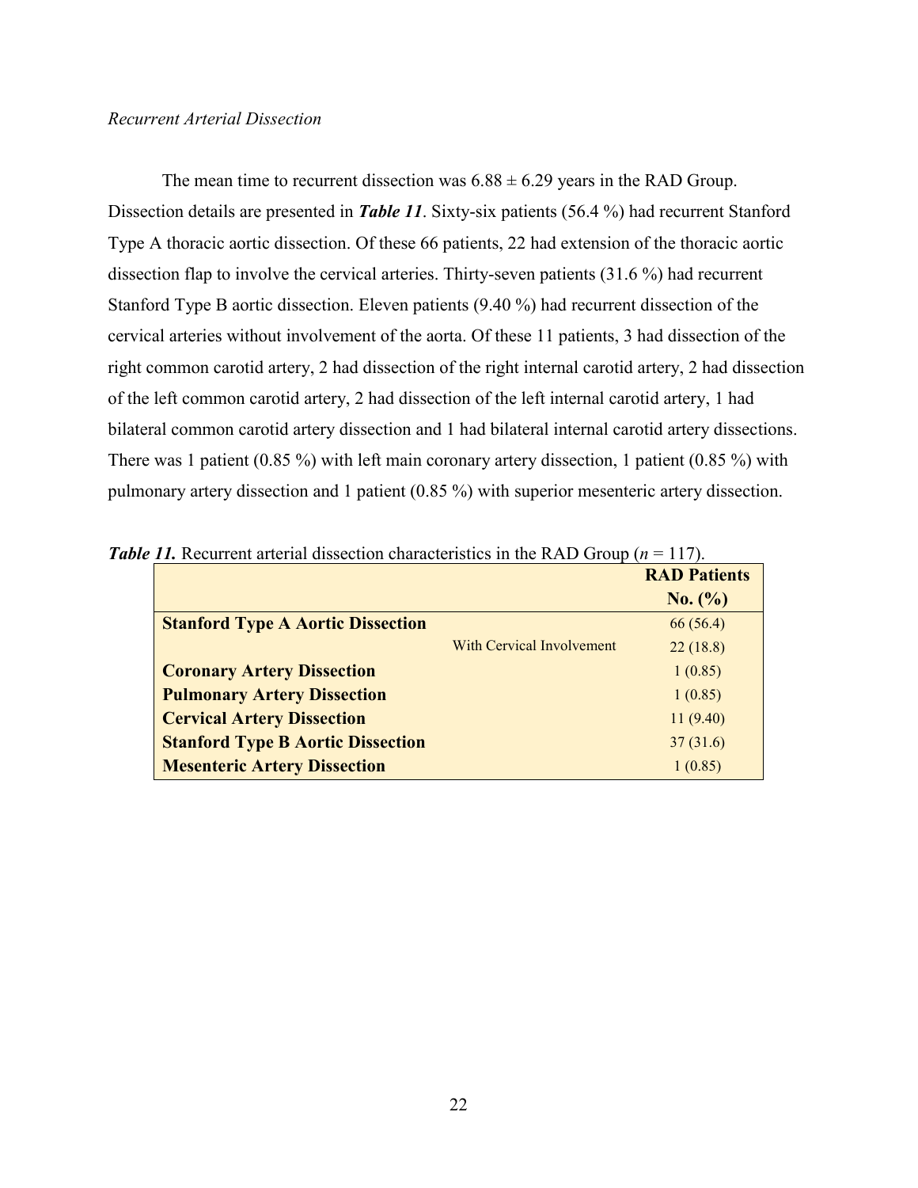*Recurrent Arterial Dissection*

The mean time to recurrent dissection was 6.88 ± 6.29 years in the RAD Group. Dissection details are presented in ***Table 11***. Sixty-six patients (56.4 %) had recurrent Stanford Type A thoracic aortic dissection. Of these 66 patients, 22 had extension of the thoracic aortic dissection flap to involve the cervical arteries. Thirty-seven patients (31.6 %) had recurrent Stanford Type B aortic dissection. Eleven patients (9.40 %) had recurrent dissection of the cervical arteries without involvement of the aorta. Of these 11 patients, 3 had dissection of the right common carotid artery, 2 had dissection of the right internal carotid artery, 2 had dissection of the left common carotid artery, 2 had dissection of the left internal carotid artery, 1 had bilateral common carotid artery dissection and 1 had bilateral internal carotid artery dissections. There was 1 patient (0.85 %) with left main coronary artery dissection, 1 patient (0.85 %) with pulmonary artery dissection and 1 patient (0.85 %) with superior mesenteric artery dissection.

***Table 11.*** Recurrent arterial dissection characteristics in the RAD Group (*n* = 117).

| | | **RAD Patients No. (%)** |
|---|---|---|
| **Stanford Type A Aortic Dissection** | | 66 (56.4) |
| | With Cervical Involvement | 22 (18.8) |
| **Coronary Artery Dissection** | | 1 (0.85) |
| **Pulmonary Artery Dissection** | | 1 (0.85) |
| **Cervical Artery Dissection** | | 11 (9.40) |
| **Stanford Type B Aortic Dissection** | | 37 (31.6) |
| **Mesenteric Artery Dissection** | | 1 (0.85) |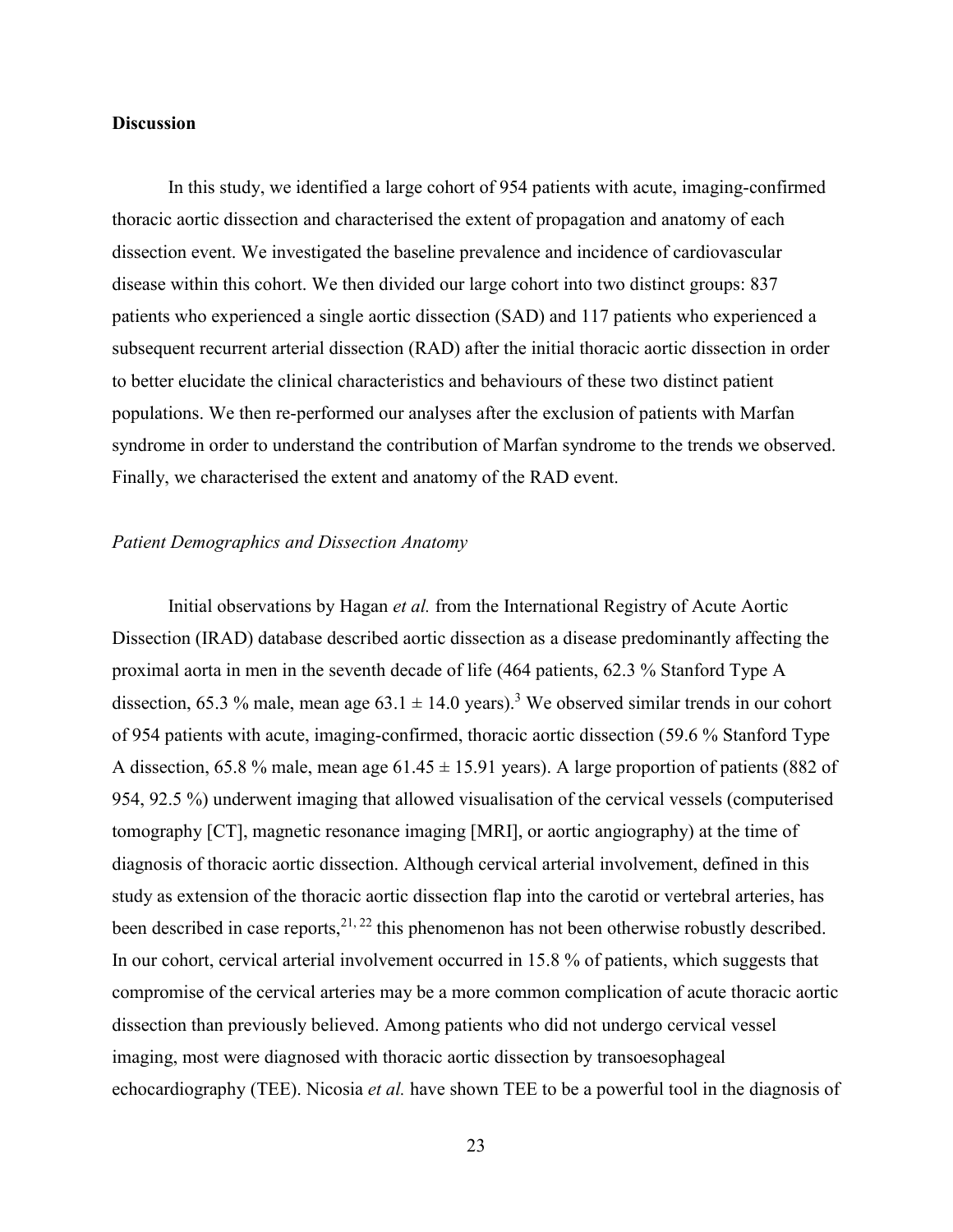## Discussion

In this study, we identified a large cohort of 954 patients with acute, imaging-confirmed thoracic aortic dissection and characterised the extent of propagation and anatomy of each dissection event. We investigated the baseline prevalence and incidence of cardiovascular disease within this cohort. We then divided our large cohort into two distinct groups: 837 patients who experienced a single aortic dissection (SAD) and 117 patients who experienced a subsequent recurrent arterial dissection (RAD) after the initial thoracic aortic dissection in order to better elucidate the clinical characteristics and behaviours of these two distinct patient populations. We then re-performed our analyses after the exclusion of patients with Marfan syndrome in order to understand the contribution of Marfan syndrome to the trends we observed. Finally, we characterised the extent and anatomy of the RAD event.

### *Patient Demographics and Dissection Anatomy*

Initial observations by Hagan *et al.* from the International Registry of Acute Aortic Dissection (IRAD) database described aortic dissection as a disease predominantly affecting the proximal aorta in men in the seventh decade of life (464 patients, 62.3 % Stanford Type A dissection, 65.3 % male, mean age 63.1 ± 14.0 years).[3] We observed similar trends in our cohort of 954 patients with acute, imaging-confirmed, thoracic aortic dissection (59.6 % Stanford Type A dissection, 65.8 % male, mean age 61.45 ± 15.91 years). A large proportion of patients (882 of 954, 92.5 %) underwent imaging that allowed visualisation of the cervical vessels (computerised tomography [CT], magnetic resonance imaging [MRI], or aortic angiography) at the time of diagnosis of thoracic aortic dissection. Although cervical arterial involvement, defined in this study as extension of the thoracic aortic dissection flap into the carotid or vertebral arteries, has been described in case reports,[21, 22] this phenomenon has not been otherwise robustly described. In our cohort, cervical arterial involvement occurred in 15.8 % of patients, which suggests that compromise of the cervical arteries may be a more common complication of acute thoracic aortic dissection than previously believed. Among patients who did not undergo cervical vessel imaging, most were diagnosed with thoracic aortic dissection by transoesophageal echocardiography (TEE). Nicosia *et al.* have shown TEE to be a powerful tool in the diagnosis of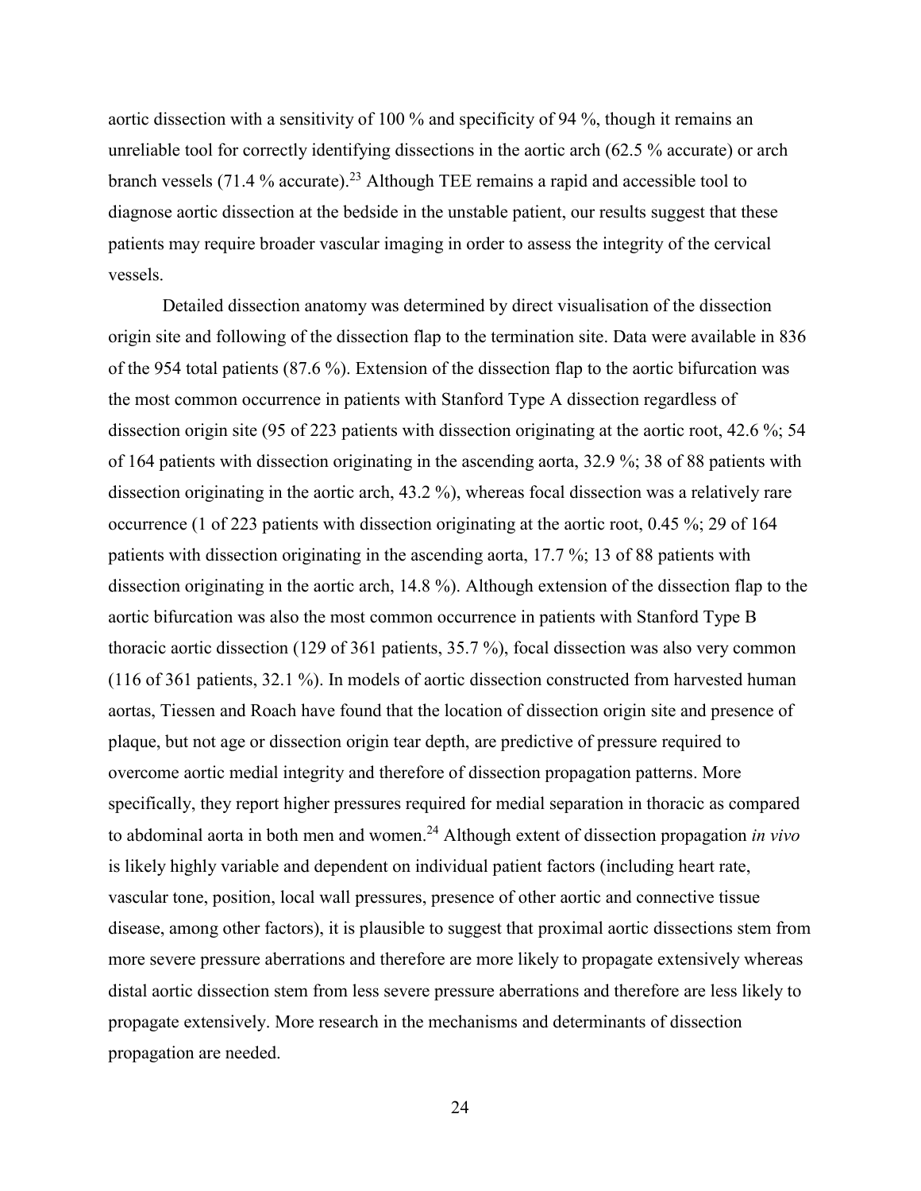aortic dissection with a sensitivity of 100 % and specificity of 94 %, though it remains an unreliable tool for correctly identifying dissections in the aortic arch (62.5 % accurate) or arch branch vessels (71.4 % accurate).[23] Although TEE remains a rapid and accessible tool to diagnose aortic dissection at the bedside in the unstable patient, our results suggest that these patients may require broader vascular imaging in order to assess the integrity of the cervical vessels.

Detailed dissection anatomy was determined by direct visualisation of the dissection origin site and following of the dissection flap to the termination site. Data were available in 836 of the 954 total patients (87.6 %). Extension of the dissection flap to the aortic bifurcation was the most common occurrence in patients with Stanford Type A dissection regardless of dissection origin site (95 of 223 patients with dissection originating at the aortic root, 42.6 %; 54 of 164 patients with dissection originating in the ascending aorta, 32.9 %; 38 of 88 patients with dissection originating in the aortic arch, 43.2 %), whereas focal dissection was a relatively rare occurrence (1 of 223 patients with dissection originating at the aortic root, 0.45 %; 29 of 164 patients with dissection originating in the ascending aorta, 17.7 %; 13 of 88 patients with dissection originating in the aortic arch, 14.8 %). Although extension of the dissection flap to the aortic bifurcation was also the most common occurrence in patients with Stanford Type B thoracic aortic dissection (129 of 361 patients, 35.7 %), focal dissection was also very common (116 of 361 patients, 32.1 %). In models of aortic dissection constructed from harvested human aortas, Tiessen and Roach have found that the location of dissection origin site and presence of plaque, but not age or dissection origin tear depth, are predictive of pressure required to overcome aortic medial integrity and therefore of dissection propagation patterns. More specifically, they report higher pressures required for medial separation in thoracic as compared to abdominal aorta in both men and women.[24] Although extent of dissection propagation *in vivo* is likely highly variable and dependent on individual patient factors (including heart rate, vascular tone, position, local wall pressures, presence of other aortic and connective tissue disease, among other factors), it is plausible to suggest that proximal aortic dissections stem from more severe pressure aberrations and therefore are more likely to propagate extensively whereas distal aortic dissection stem from less severe pressure aberrations and therefore are less likely to propagate extensively. More research in the mechanisms and determinants of dissection propagation are needed.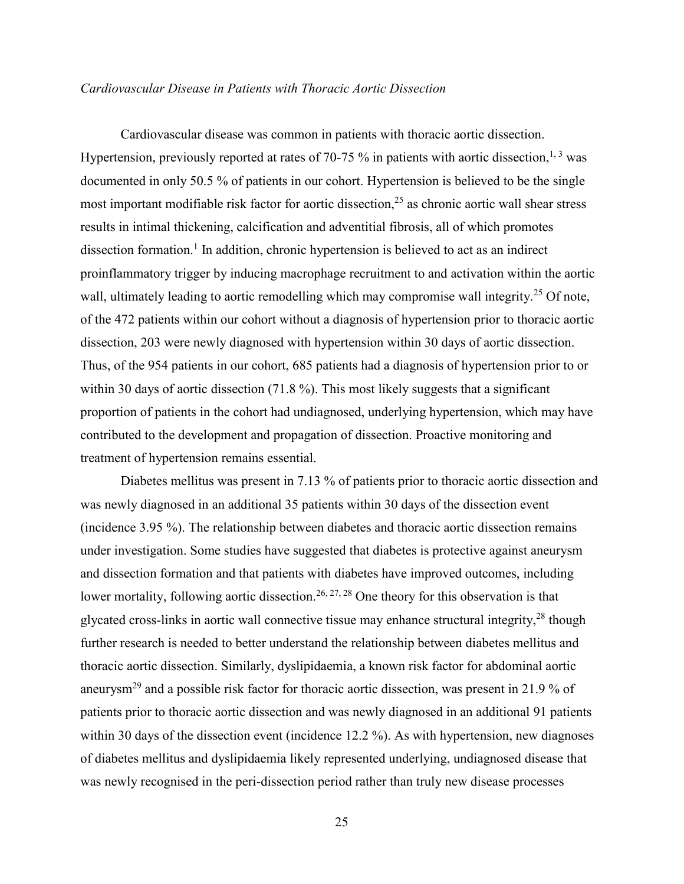*Cardiovascular Disease in Patients with Thoracic Aortic Dissection*

Cardiovascular disease was common in patients with thoracic aortic dissection. Hypertension, previously reported at rates of 70-75 % in patients with aortic dissection,[1, 3] was documented in only 50.5 % of patients in our cohort. Hypertension is believed to be the single most important modifiable risk factor for aortic dissection,[25] as chronic aortic wall shear stress results in intimal thickening, calcification and adventitial fibrosis, all of which promotes dissection formation.[1] In addition, chronic hypertension is believed to act as an indirect proinflammatory trigger by inducing macrophage recruitment to and activation within the aortic wall, ultimately leading to aortic remodelling which may compromise wall integrity.[25] Of note, of the 472 patients within our cohort without a diagnosis of hypertension prior to thoracic aortic dissection, 203 were newly diagnosed with hypertension within 30 days of aortic dissection. Thus, of the 954 patients in our cohort, 685 patients had a diagnosis of hypertension prior to or within 30 days of aortic dissection (71.8 %). This most likely suggests that a significant proportion of patients in the cohort had undiagnosed, underlying hypertension, which may have contributed to the development and propagation of dissection. Proactive monitoring and treatment of hypertension remains essential.

Diabetes mellitus was present in 7.13 % of patients prior to thoracic aortic dissection and was newly diagnosed in an additional 35 patients within 30 days of the dissection event (incidence 3.95 %). The relationship between diabetes and thoracic aortic dissection remains under investigation. Some studies have suggested that diabetes is protective against aneurysm and dissection formation and that patients with diabetes have improved outcomes, including lower mortality, following aortic dissection.[26, 27, 28] One theory for this observation is that glycated cross-links in aortic wall connective tissue may enhance structural integrity,[28] though further research is needed to better understand the relationship between diabetes mellitus and thoracic aortic dissection. Similarly, dyslipidaemia, a known risk factor for abdominal aortic aneurysm[29] and a possible risk factor for thoracic aortic dissection, was present in 21.9 % of patients prior to thoracic aortic dissection and was newly diagnosed in an additional 91 patients within 30 days of the dissection event (incidence 12.2 %). As with hypertension, new diagnoses of diabetes mellitus and dyslipidaemia likely represented underlying, undiagnosed disease that was newly recognised in the peri-dissection period rather than truly new disease processes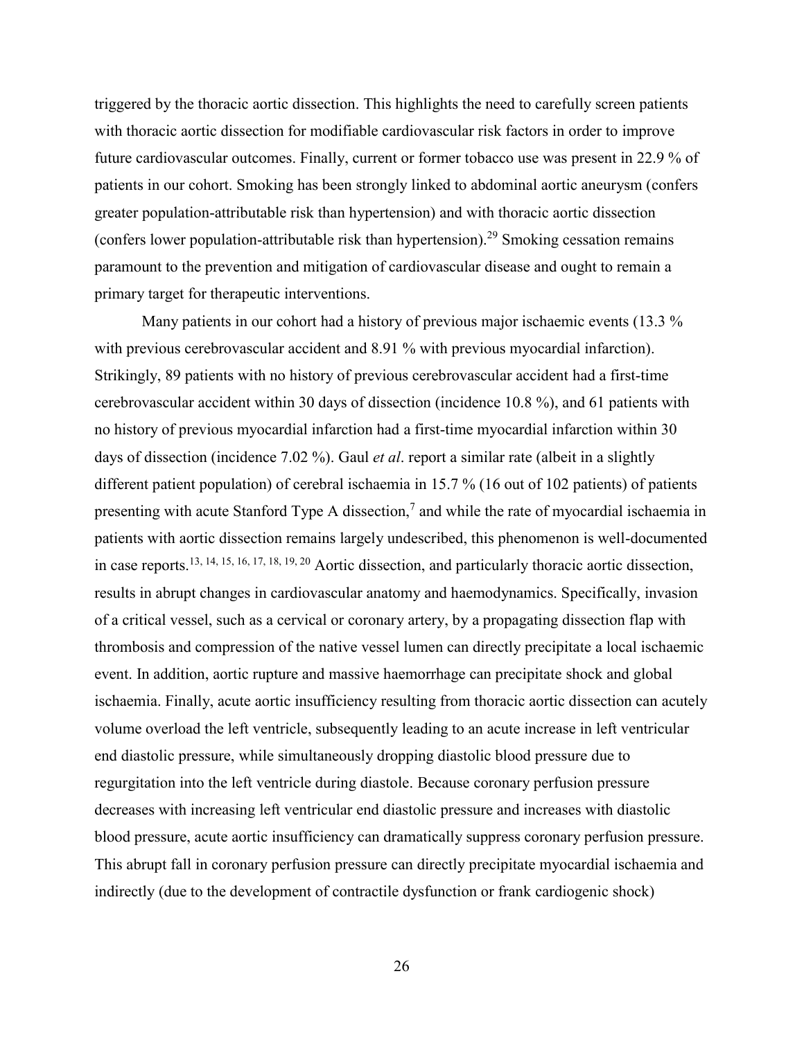triggered by the thoracic aortic dissection. This highlights the need to carefully screen patients with thoracic aortic dissection for modifiable cardiovascular risk factors in order to improve future cardiovascular outcomes. Finally, current or former tobacco use was present in 22.9 % of patients in our cohort. Smoking has been strongly linked to abdominal aortic aneurysm (confers greater population-attributable risk than hypertension) and with thoracic aortic dissection (confers lower population-attributable risk than hypertension).[29] Smoking cessation remains paramount to the prevention and mitigation of cardiovascular disease and ought to remain a primary target for therapeutic interventions.

Many patients in our cohort had a history of previous major ischaemic events (13.3 % with previous cerebrovascular accident and 8.91 % with previous myocardial infarction). Strikingly, 89 patients with no history of previous cerebrovascular accident had a first-time cerebrovascular accident within 30 days of dissection (incidence 10.8 %), and 61 patients with no history of previous myocardial infarction had a first-time myocardial infarction within 30 days of dissection (incidence 7.02 %). Gaul *et al*. report a similar rate (albeit in a slightly different patient population) of cerebral ischaemia in 15.7 % (16 out of 102 patients) of patients presenting with acute Stanford Type A dissection,[7] and while the rate of myocardial ischaemia in patients with aortic dissection remains largely undescribed, this phenomenon is well-documented in case reports.[13, 14, 15, 16, 17, 18, 19, 20] Aortic dissection, and particularly thoracic aortic dissection, results in abrupt changes in cardiovascular anatomy and haemodynamics. Specifically, invasion of a critical vessel, such as a cervical or coronary artery, by a propagating dissection flap with thrombosis and compression of the native vessel lumen can directly precipitate a local ischaemic event. In addition, aortic rupture and massive haemorrhage can precipitate shock and global ischaemia. Finally, acute aortic insufficiency resulting from thoracic aortic dissection can acutely volume overload the left ventricle, subsequently leading to an acute increase in left ventricular end diastolic pressure, while simultaneously dropping diastolic blood pressure due to regurgitation into the left ventricle during diastole. Because coronary perfusion pressure decreases with increasing left ventricular end diastolic pressure and increases with diastolic blood pressure, acute aortic insufficiency can dramatically suppress coronary perfusion pressure. This abrupt fall in coronary perfusion pressure can directly precipitate myocardial ischaemia and indirectly (due to the development of contractile dysfunction or frank cardiogenic shock)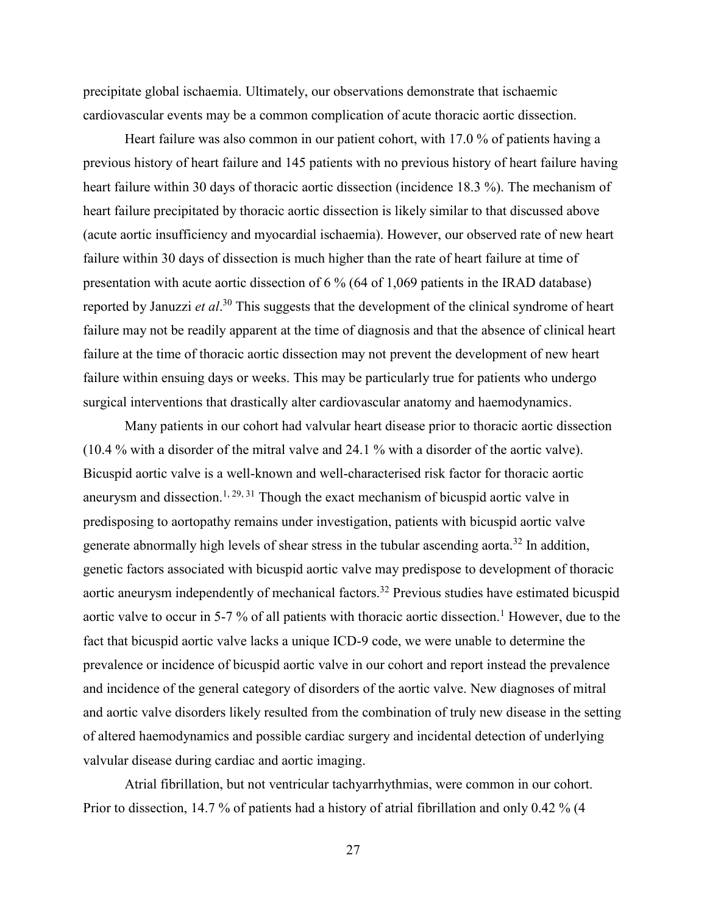precipitate global ischaemia. Ultimately, our observations demonstrate that ischaemic cardiovascular events may be a common complication of acute thoracic aortic dissection.

Heart failure was also common in our patient cohort, with 17.0 % of patients having a previous history of heart failure and 145 patients with no previous history of heart failure having heart failure within 30 days of thoracic aortic dissection (incidence 18.3 %). The mechanism of heart failure precipitated by thoracic aortic dissection is likely similar to that discussed above (acute aortic insufficiency and myocardial ischaemia). However, our observed rate of new heart failure within 30 days of dissection is much higher than the rate of heart failure at time of presentation with acute aortic dissection of 6 % (64 of 1,069 patients in the IRAD database) reported by Januzzi *et al*.[30] This suggests that the development of the clinical syndrome of heart failure may not be readily apparent at the time of diagnosis and that the absence of clinical heart failure at the time of thoracic aortic dissection may not prevent the development of new heart failure within ensuing days or weeks. This may be particularly true for patients who undergo surgical interventions that drastically alter cardiovascular anatomy and haemodynamics.

Many patients in our cohort had valvular heart disease prior to thoracic aortic dissection (10.4 % with a disorder of the mitral valve and 24.1 % with a disorder of the aortic valve). Bicuspid aortic valve is a well-known and well-characterised risk factor for thoracic aortic aneurysm and dissection.[1, 29, 31] Though the exact mechanism of bicuspid aortic valve in predisposing to aortopathy remains under investigation, patients with bicuspid aortic valve generate abnormally high levels of shear stress in the tubular ascending aorta.[32] In addition, genetic factors associated with bicuspid aortic valve may predispose to development of thoracic aortic aneurysm independently of mechanical factors.[32] Previous studies have estimated bicuspid aortic valve to occur in 5-7 % of all patients with thoracic aortic dissection.[1] However, due to the fact that bicuspid aortic valve lacks a unique ICD-9 code, we were unable to determine the prevalence or incidence of bicuspid aortic valve in our cohort and report instead the prevalence and incidence of the general category of disorders of the aortic valve. New diagnoses of mitral and aortic valve disorders likely resulted from the combination of truly new disease in the setting of altered haemodynamics and possible cardiac surgery and incidental detection of underlying valvular disease during cardiac and aortic imaging.

Atrial fibrillation, but not ventricular tachyarrhythmias, were common in our cohort. Prior to dissection, 14.7 % of patients had a history of atrial fibrillation and only 0.42 % (4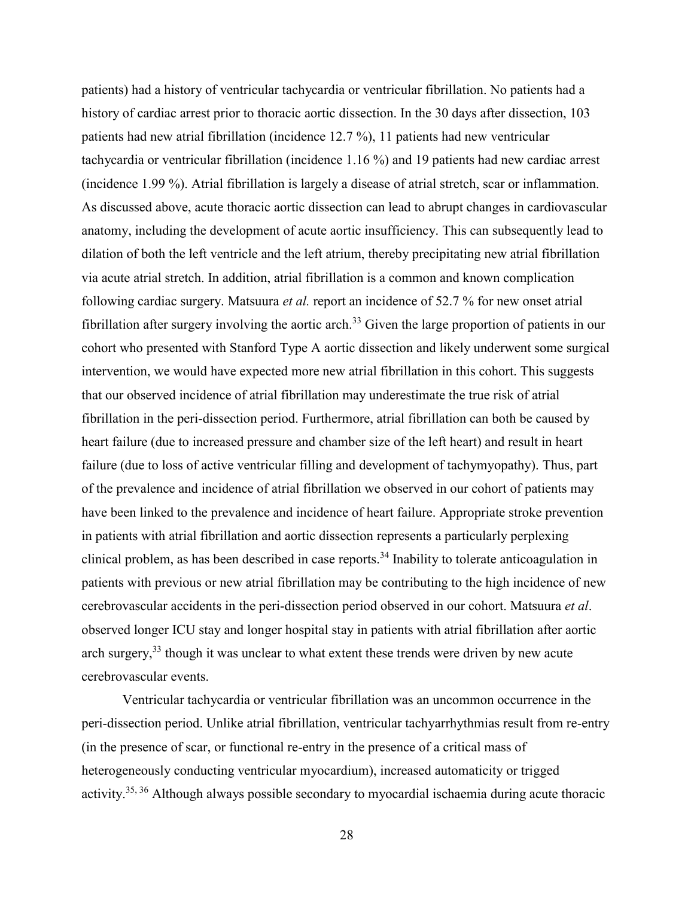patients) had a history of ventricular tachycardia or ventricular fibrillation. No patients had a history of cardiac arrest prior to thoracic aortic dissection. In the 30 days after dissection, 103 patients had new atrial fibrillation (incidence 12.7 %), 11 patients had new ventricular tachycardia or ventricular fibrillation (incidence 1.16 %) and 19 patients had new cardiac arrest (incidence 1.99 %). Atrial fibrillation is largely a disease of atrial stretch, scar or inflammation. As discussed above, acute thoracic aortic dissection can lead to abrupt changes in cardiovascular anatomy, including the development of acute aortic insufficiency. This can subsequently lead to dilation of both the left ventricle and the left atrium, thereby precipitating new atrial fibrillation via acute atrial stretch. In addition, atrial fibrillation is a common and known complication following cardiac surgery. Matsuura *et al.* report an incidence of 52.7 % for new onset atrial fibrillation after surgery involving the aortic arch.[33] Given the large proportion of patients in our cohort who presented with Stanford Type A aortic dissection and likely underwent some surgical intervention, we would have expected more new atrial fibrillation in this cohort. This suggests that our observed incidence of atrial fibrillation may underestimate the true risk of atrial fibrillation in the peri-dissection period. Furthermore, atrial fibrillation can both be caused by heart failure (due to increased pressure and chamber size of the left heart) and result in heart failure (due to loss of active ventricular filling and development of tachymyopathy). Thus, part of the prevalence and incidence of atrial fibrillation we observed in our cohort of patients may have been linked to the prevalence and incidence of heart failure. Appropriate stroke prevention in patients with atrial fibrillation and aortic dissection represents a particularly perplexing clinical problem, as has been described in case reports.[34] Inability to tolerate anticoagulation in patients with previous or new atrial fibrillation may be contributing to the high incidence of new cerebrovascular accidents in the peri-dissection period observed in our cohort. Matsuura *et al*. observed longer ICU stay and longer hospital stay in patients with atrial fibrillation after aortic arch surgery,[33] though it was unclear to what extent these trends were driven by new acute cerebrovascular events.

Ventricular tachycardia or ventricular fibrillation was an uncommon occurrence in the peri-dissection period. Unlike atrial fibrillation, ventricular tachyarrhythmias result from re-entry (in the presence of scar, or functional re-entry in the presence of a critical mass of heterogeneously conducting ventricular myocardium), increased automaticity or trigged activity.[35, 36] Although always possible secondary to myocardial ischaemia during acute thoracic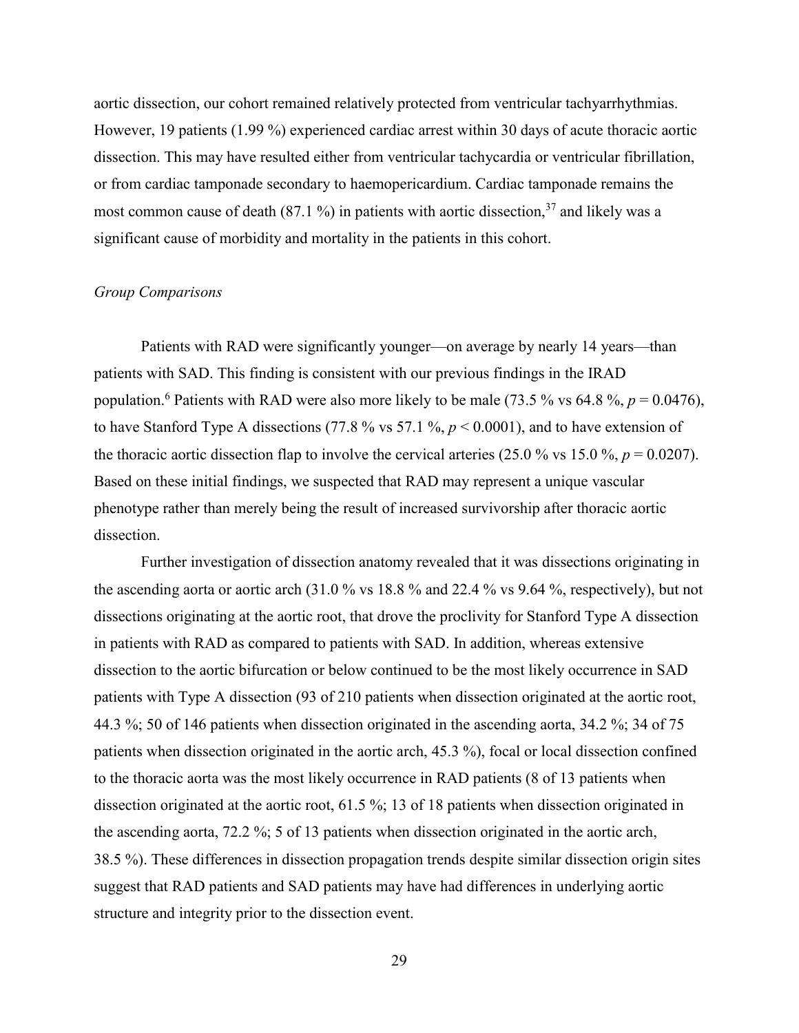aortic dissection, our cohort remained relatively protected from ventricular tachyarrhythmias. However, 19 patients (1.99 %) experienced cardiac arrest within 30 days of acute thoracic aortic dissection. This may have resulted either from ventricular tachycardia or ventricular fibrillation, or from cardiac tamponade secondary to haemopericardium. Cardiac tamponade remains the most common cause of death (87.1 %) in patients with aortic dissection,[37] and likely was a significant cause of morbidity and mortality in the patients in this cohort.

*Group Comparisons*

Patients with RAD were significantly younger—on average by nearly 14 years—than patients with SAD. This finding is consistent with our previous findings in the IRAD population.[6] Patients with RAD were also more likely to be male (73.5 % vs 64.8 %, $p = 0.0476$), to have Stanford Type A dissections (77.8 % vs 57.1 %, $p < 0.0001$), and to have extension of the thoracic aortic dissection flap to involve the cervical arteries (25.0 % vs 15.0 %, $p = 0.0207$). Based on these initial findings, we suspected that RAD may represent a unique vascular phenotype rather than merely being the result of increased survivorship after thoracic aortic dissection.

Further investigation of dissection anatomy revealed that it was dissections originating in the ascending aorta or aortic arch (31.0 % vs 18.8 % and 22.4 % vs 9.64 %, respectively), but not dissections originating at the aortic root, that drove the proclivity for Stanford Type A dissection in patients with RAD as compared to patients with SAD. In addition, whereas extensive dissection to the aortic bifurcation or below continued to be the most likely occurrence in SAD patients with Type A dissection (93 of 210 patients when dissection originated at the aortic root, 44.3 %; 50 of 146 patients when dissection originated in the ascending aorta, 34.2 %; 34 of 75 patients when dissection originated in the aortic arch, 45.3 %), focal or local dissection confined to the thoracic aorta was the most likely occurrence in RAD patients (8 of 13 patients when dissection originated at the aortic root, 61.5 %; 13 of 18 patients when dissection originated in the ascending aorta, 72.2 %; 5 of 13 patients when dissection originated in the aortic arch, 38.5 %). These differences in dissection propagation trends despite similar dissection origin sites suggest that RAD patients and SAD patients may have had differences in underlying aortic structure and integrity prior to the dissection event.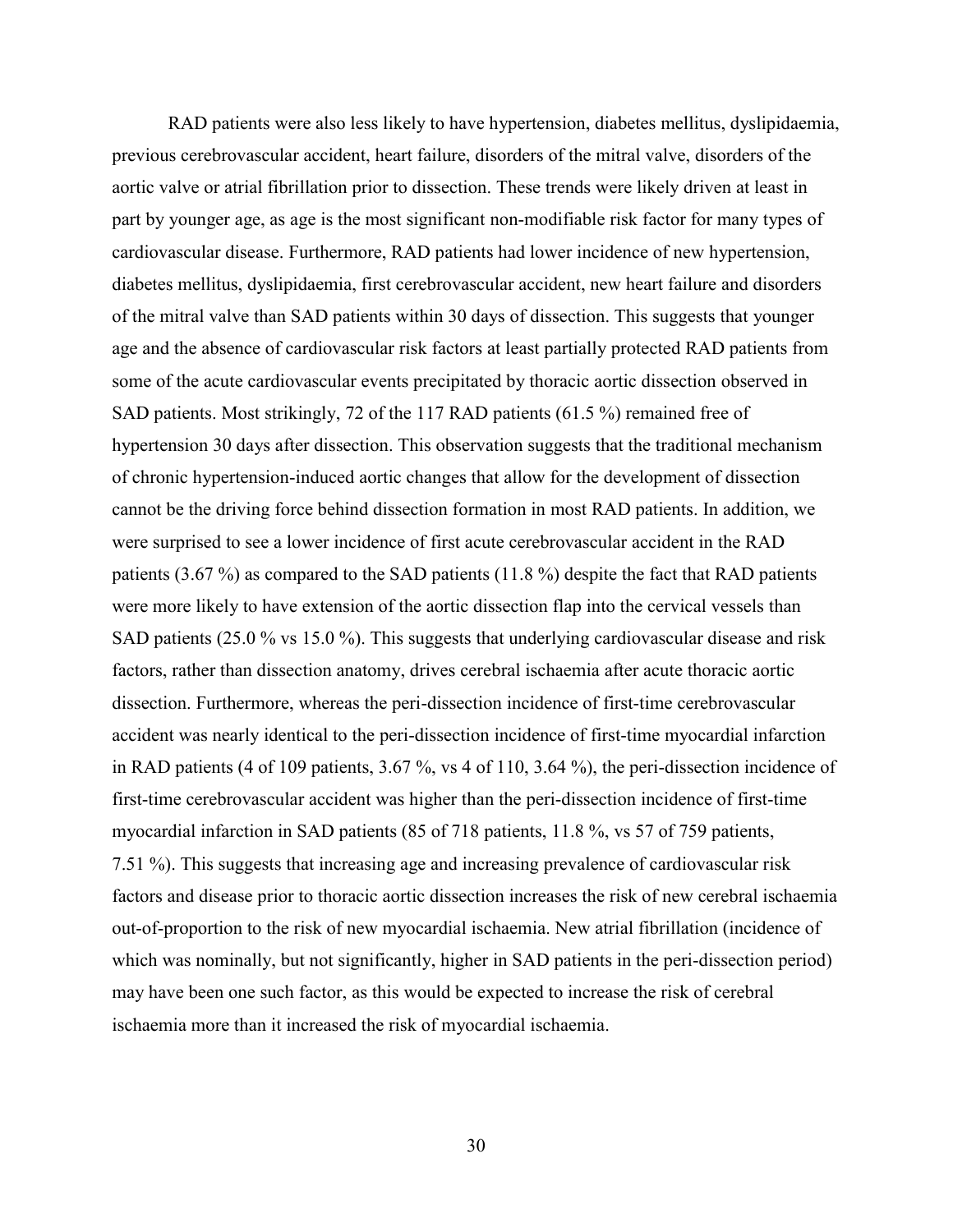RAD patients were also less likely to have hypertension, diabetes mellitus, dyslipidaemia, previous cerebrovascular accident, heart failure, disorders of the mitral valve, disorders of the aortic valve or atrial fibrillation prior to dissection. These trends were likely driven at least in part by younger age, as age is the most significant non-modifiable risk factor for many types of cardiovascular disease. Furthermore, RAD patients had lower incidence of new hypertension, diabetes mellitus, dyslipidaemia, first cerebrovascular accident, new heart failure and disorders of the mitral valve than SAD patients within 30 days of dissection. This suggests that younger age and the absence of cardiovascular risk factors at least partially protected RAD patients from some of the acute cardiovascular events precipitated by thoracic aortic dissection observed in SAD patients. Most strikingly, 72 of the 117 RAD patients (61.5 %) remained free of hypertension 30 days after dissection. This observation suggests that the traditional mechanism of chronic hypertension-induced aortic changes that allow for the development of dissection cannot be the driving force behind dissection formation in most RAD patients. In addition, we were surprised to see a lower incidence of first acute cerebrovascular accident in the RAD patients (3.67 %) as compared to the SAD patients (11.8 %) despite the fact that RAD patients were more likely to have extension of the aortic dissection flap into the cervical vessels than SAD patients (25.0 % vs 15.0 %). This suggests that underlying cardiovascular disease and risk factors, rather than dissection anatomy, drives cerebral ischaemia after acute thoracic aortic dissection. Furthermore, whereas the peri-dissection incidence of first-time cerebrovascular accident was nearly identical to the peri-dissection incidence of first-time myocardial infarction in RAD patients (4 of 109 patients, 3.67 %, vs 4 of 110, 3.64 %), the peri-dissection incidence of first-time cerebrovascular accident was higher than the peri-dissection incidence of first-time myocardial infarction in SAD patients (85 of 718 patients, 11.8 %, vs 57 of 759 patients, 7.51 %). This suggests that increasing age and increasing prevalence of cardiovascular risk factors and disease prior to thoracic aortic dissection increases the risk of new cerebral ischaemia out-of-proportion to the risk of new myocardial ischaemia. New atrial fibrillation (incidence of which was nominally, but not significantly, higher in SAD patients in the peri-dissection period) may have been one such factor, as this would be expected to increase the risk of cerebral ischaemia more than it increased the risk of myocardial ischaemia.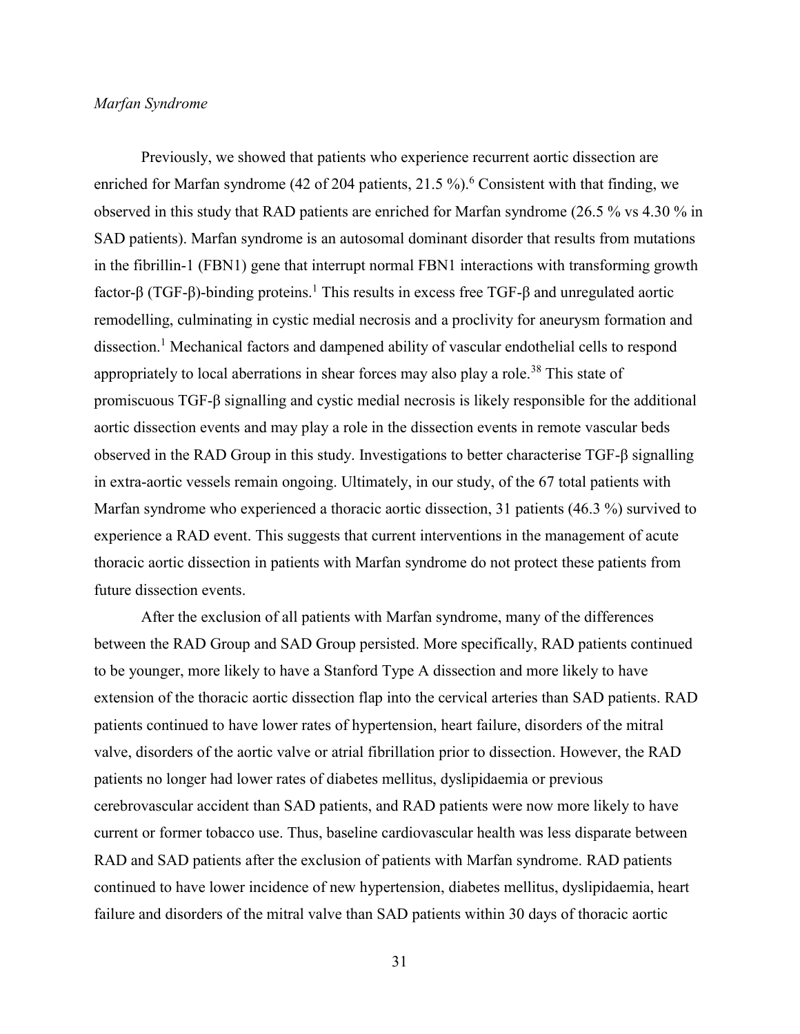*Marfan Syndrome*

Previously, we showed that patients who experience recurrent aortic dissection are enriched for Marfan syndrome (42 of 204 patients, 21.5 %).[6] Consistent with that finding, we observed in this study that RAD patients are enriched for Marfan syndrome (26.5 % vs 4.30 % in SAD patients). Marfan syndrome is an autosomal dominant disorder that results from mutations in the fibrillin-1 (FBN1) gene that interrupt normal FBN1 interactions with transforming growth factor-β (TGF-β)-binding proteins.[1] This results in excess free TGF-β and unregulated aortic remodelling, culminating in cystic medial necrosis and a proclivity for aneurysm formation and dissection.[1] Mechanical factors and dampened ability of vascular endothelial cells to respond appropriately to local aberrations in shear forces may also play a role.[38] This state of promiscuous TGF-β signalling and cystic medial necrosis is likely responsible for the additional aortic dissection events and may play a role in the dissection events in remote vascular beds observed in the RAD Group in this study. Investigations to better characterise TGF-β signalling in extra-aortic vessels remain ongoing. Ultimately, in our study, of the 67 total patients with Marfan syndrome who experienced a thoracic aortic dissection, 31 patients (46.3 %) survived to experience a RAD event. This suggests that current interventions in the management of acute thoracic aortic dissection in patients with Marfan syndrome do not protect these patients from future dissection events.

After the exclusion of all patients with Marfan syndrome, many of the differences between the RAD Group and SAD Group persisted. More specifically, RAD patients continued to be younger, more likely to have a Stanford Type A dissection and more likely to have extension of the thoracic aortic dissection flap into the cervical arteries than SAD patients. RAD patients continued to have lower rates of hypertension, heart failure, disorders of the mitral valve, disorders of the aortic valve or atrial fibrillation prior to dissection. However, the RAD patients no longer had lower rates of diabetes mellitus, dyslipidaemia or previous cerebrovascular accident than SAD patients, and RAD patients were now more likely to have current or former tobacco use. Thus, baseline cardiovascular health was less disparate between RAD and SAD patients after the exclusion of patients with Marfan syndrome. RAD patients continued to have lower incidence of new hypertension, diabetes mellitus, dyslipidaemia, heart failure and disorders of the mitral valve than SAD patients within 30 days of thoracic aortic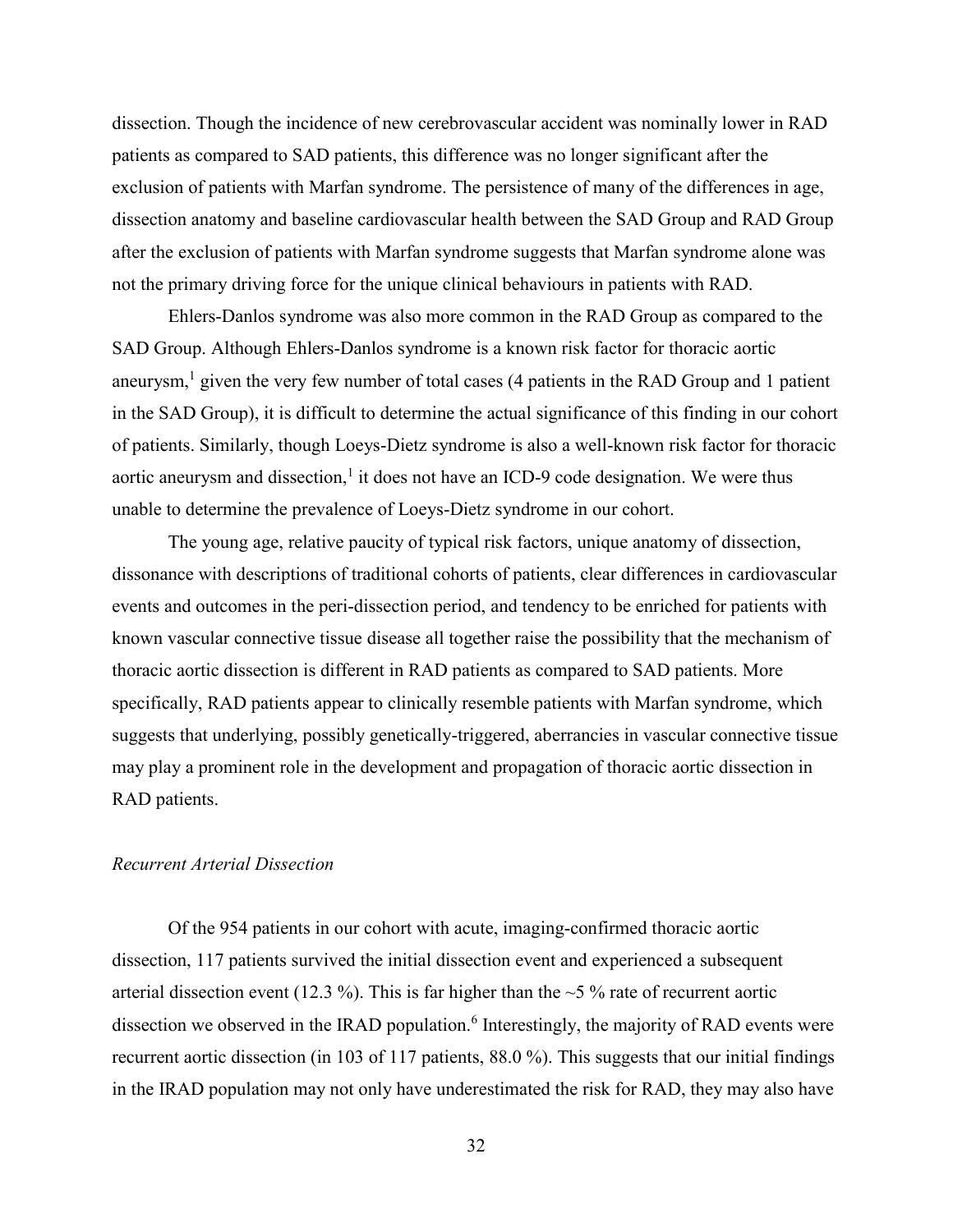dissection. Though the incidence of new cerebrovascular accident was nominally lower in RAD patients as compared to SAD patients, this difference was no longer significant after the exclusion of patients with Marfan syndrome. The persistence of many of the differences in age, dissection anatomy and baseline cardiovascular health between the SAD Group and RAD Group after the exclusion of patients with Marfan syndrome suggests that Marfan syndrome alone was not the primary driving force for the unique clinical behaviours in patients with RAD.

Ehlers-Danlos syndrome was also more common in the RAD Group as compared to the SAD Group. Although Ehlers-Danlos syndrome is a known risk factor for thoracic aortic aneurysm,[1] given the very few number of total cases (4 patients in the RAD Group and 1 patient in the SAD Group), it is difficult to determine the actual significance of this finding in our cohort of patients. Similarly, though Loeys-Dietz syndrome is also a well-known risk factor for thoracic aortic aneurysm and dissection,[1] it does not have an ICD-9 code designation. We were thus unable to determine the prevalence of Loeys-Dietz syndrome in our cohort.

The young age, relative paucity of typical risk factors, unique anatomy of dissection, dissonance with descriptions of traditional cohorts of patients, clear differences in cardiovascular events and outcomes in the peri-dissection period, and tendency to be enriched for patients with known vascular connective tissue disease all together raise the possibility that the mechanism of thoracic aortic dissection is different in RAD patients as compared to SAD patients. More specifically, RAD patients appear to clinically resemble patients with Marfan syndrome, which suggests that underlying, possibly genetically-triggered, aberrancies in vascular connective tissue may play a prominent role in the development and propagation of thoracic aortic dissection in RAD patients.

*Recurrent Arterial Dissection*

Of the 954 patients in our cohort with acute, imaging-confirmed thoracic aortic dissection, 117 patients survived the initial dissection event and experienced a subsequent arterial dissection event (12.3 %). This is far higher than the ~5 % rate of recurrent aortic dissection we observed in the IRAD population.[6] Interestingly, the majority of RAD events were recurrent aortic dissection (in 103 of 117 patients, 88.0 %). This suggests that our initial findings in the IRAD population may not only have underestimated the risk for RAD, they may also have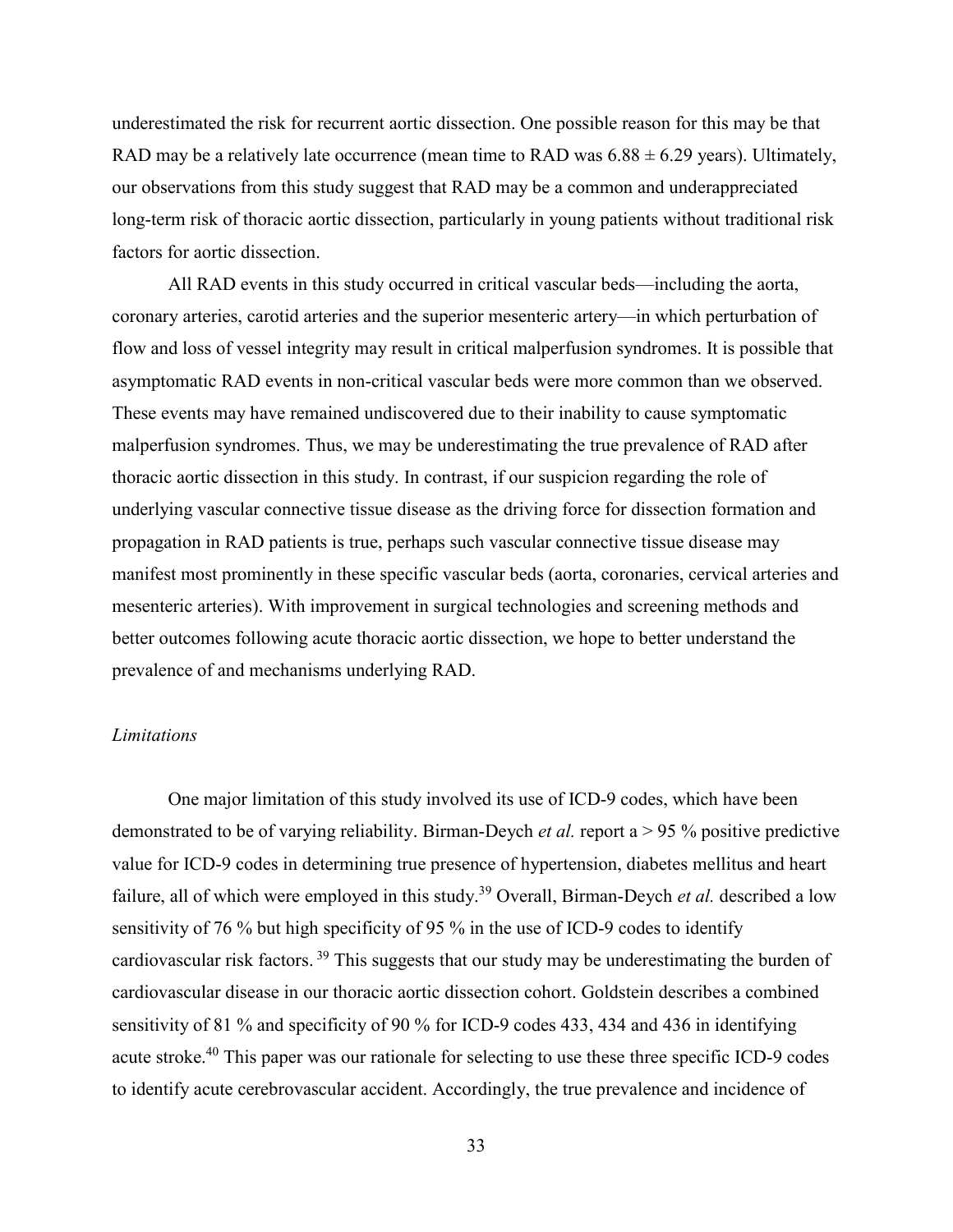underestimated the risk for recurrent aortic dissection. One possible reason for this may be that RAD may be a relatively late occurrence (mean time to RAD was $6.88 \pm 6.29$ years). Ultimately, our observations from this study suggest that RAD may be a common and underappreciated long-term risk of thoracic aortic dissection, particularly in young patients without traditional risk factors for aortic dissection.

All RAD events in this study occurred in critical vascular beds—including the aorta, coronary arteries, carotid arteries and the superior mesenteric artery—in which perturbation of flow and loss of vessel integrity may result in critical malperfusion syndromes. It is possible that asymptomatic RAD events in non-critical vascular beds were more common than we observed. These events may have remained undiscovered due to their inability to cause symptomatic malperfusion syndromes. Thus, we may be underestimating the true prevalence of RAD after thoracic aortic dissection in this study. In contrast, if our suspicion regarding the role of underlying vascular connective tissue disease as the driving force for dissection formation and propagation in RAD patients is true, perhaps such vascular connective tissue disease may manifest most prominently in these specific vascular beds (aorta, coronaries, cervical arteries and mesenteric arteries). With improvement in surgical technologies and screening methods and better outcomes following acute thoracic aortic dissection, we hope to better understand the prevalence of and mechanisms underlying RAD.

### *Limitations*

One major limitation of this study involved its use of ICD-9 codes, which have been demonstrated to be of varying reliability. Birman-Deych *et al.* report a > 95 % positive predictive value for ICD-9 codes in determining true presence of hypertension, diabetes mellitus and heart failure, all of which were employed in this study.[39] Overall, Birman-Deych *et al.* described a low sensitivity of 76 % but high specificity of 95 % in the use of ICD-9 codes to identify cardiovascular risk factors.[39] This suggests that our study may be underestimating the burden of cardiovascular disease in our thoracic aortic dissection cohort. Goldstein describes a combined sensitivity of 81 % and specificity of 90 % for ICD-9 codes 433, 434 and 436 in identifying acute stroke.[40] This paper was our rationale for selecting to use these three specific ICD-9 codes to identify acute cerebrovascular accident. Accordingly, the true prevalence and incidence of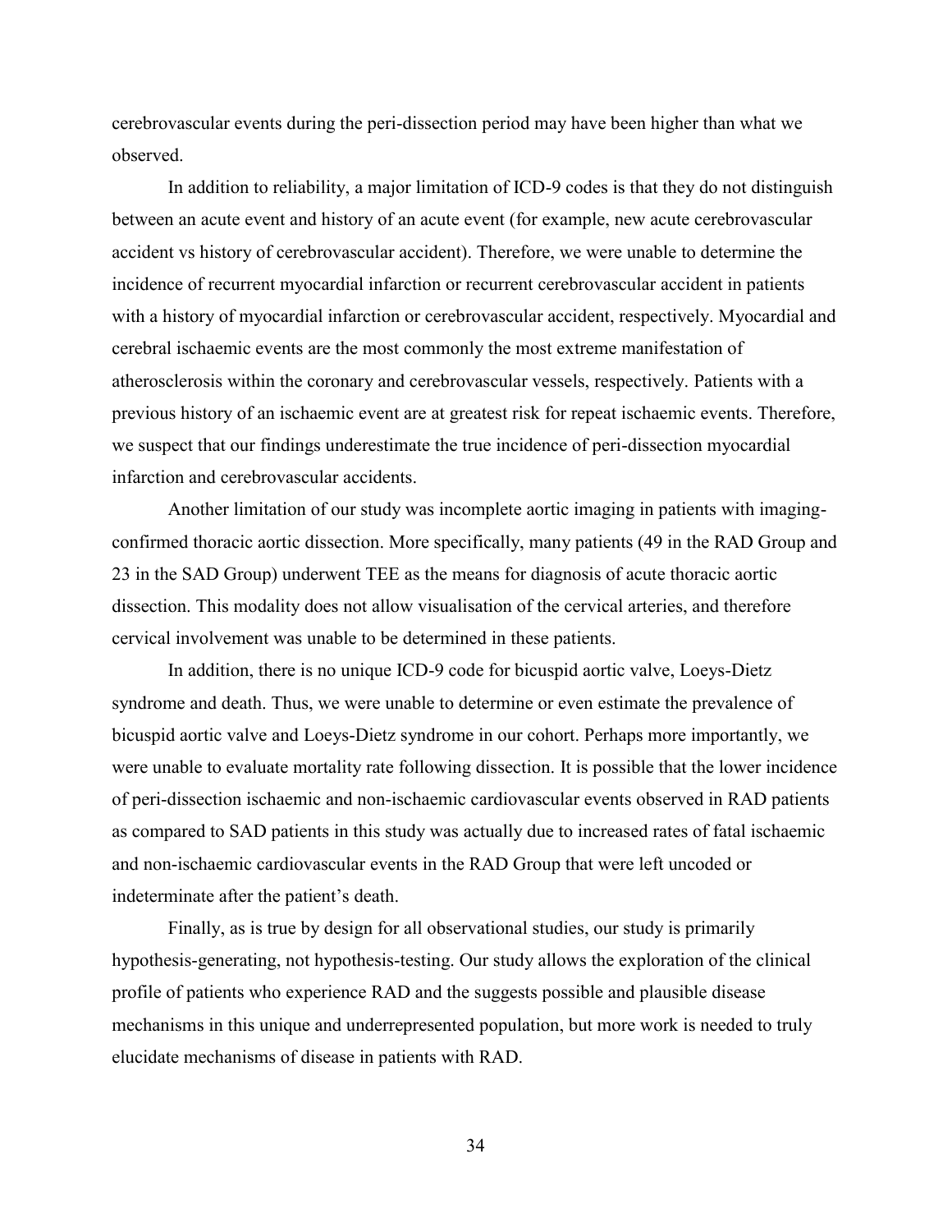cerebrovascular events during the peri-dissection period may have been higher than what we observed.

In addition to reliability, a major limitation of ICD-9 codes is that they do not distinguish between an acute event and history of an acute event (for example, new acute cerebrovascular accident vs history of cerebrovascular accident). Therefore, we were unable to determine the incidence of recurrent myocardial infarction or recurrent cerebrovascular accident in patients with a history of myocardial infarction or cerebrovascular accident, respectively. Myocardial and cerebral ischaemic events are the most commonly the most extreme manifestation of atherosclerosis within the coronary and cerebrovascular vessels, respectively. Patients with a previous history of an ischaemic event are at greatest risk for repeat ischaemic events. Therefore, we suspect that our findings underestimate the true incidence of peri-dissection myocardial infarction and cerebrovascular accidents.

Another limitation of our study was incomplete aortic imaging in patients with imaging-confirmed thoracic aortic dissection. More specifically, many patients (49 in the RAD Group and 23 in the SAD Group) underwent TEE as the means for diagnosis of acute thoracic aortic dissection. This modality does not allow visualisation of the cervical arteries, and therefore cervical involvement was unable to be determined in these patients.

In addition, there is no unique ICD-9 code for bicuspid aortic valve, Loeys-Dietz syndrome and death. Thus, we were unable to determine or even estimate the prevalence of bicuspid aortic valve and Loeys-Dietz syndrome in our cohort. Perhaps more importantly, we were unable to evaluate mortality rate following dissection. It is possible that the lower incidence of peri-dissection ischaemic and non-ischaemic cardiovascular events observed in RAD patients as compared to SAD patients in this study was actually due to increased rates of fatal ischaemic and non-ischaemic cardiovascular events in the RAD Group that were left uncoded or indeterminate after the patient's death.

Finally, as is true by design for all observational studies, our study is primarily hypothesis-generating, not hypothesis-testing. Our study allows the exploration of the clinical profile of patients who experience RAD and the suggests possible and plausible disease mechanisms in this unique and underrepresented population, but more work is needed to truly elucidate mechanisms of disease in patients with RAD.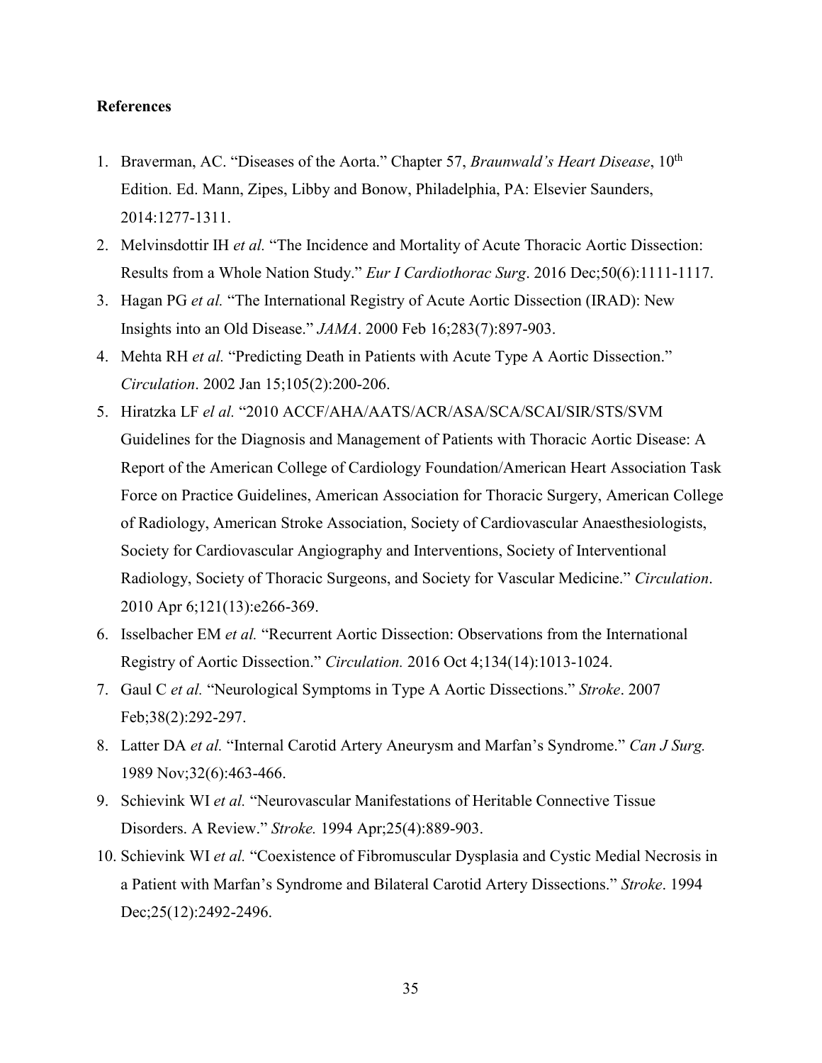**References**

1. Braverman, AC. "Diseases of the Aorta." Chapter 57, *Braunwald's Heart Disease*, 10th Edition. Ed. Mann, Zipes, Libby and Bonow, Philadelphia, PA: Elsevier Saunders, 2014:1277-1311.
2. Melvinsdottir IH *et al.* "The Incidence and Mortality of Acute Thoracic Aortic Dissection: Results from a Whole Nation Study." *Eur I Cardiothorac Surg*. 2016 Dec;50(6):1111-1117.
3. Hagan PG *et al.* "The International Registry of Acute Aortic Dissection (IRAD): New Insights into an Old Disease." *JAMA*. 2000 Feb 16;283(7):897-903.
4. Mehta RH *et al.* "Predicting Death in Patients with Acute Type A Aortic Dissection." *Circulation*. 2002 Jan 15;105(2):200-206.
5. Hiratzka LF *el al.* "2010 ACCF/AHA/AATS/ACR/ASA/SCA/SCAI/SIR/STS/SVM Guidelines for the Diagnosis and Management of Patients with Thoracic Aortic Disease: A Report of the American College of Cardiology Foundation/American Heart Association Task Force on Practice Guidelines, American Association for Thoracic Surgery, American College of Radiology, American Stroke Association, Society of Cardiovascular Anaesthesiologists, Society for Cardiovascular Angiography and Interventions, Society of Interventional Radiology, Society of Thoracic Surgeons, and Society for Vascular Medicine." *Circulation*. 2010 Apr 6;121(13):e266-369.
6. Isselbacher EM *et al.* "Recurrent Aortic Dissection: Observations from the International Registry of Aortic Dissection." *Circulation.* 2016 Oct 4;134(14):1013-1024.
7. Gaul C *et al.* "Neurological Symptoms in Type A Aortic Dissections." *Stroke*. 2007 Feb;38(2):292-297.
8. Latter DA *et al.* "Internal Carotid Artery Aneurysm and Marfan's Syndrome." *Can J Surg.* 1989 Nov;32(6):463-466.
9. Schievink WI *et al.* "Neurovascular Manifestations of Heritable Connective Tissue Disorders. A Review." *Stroke.* 1994 Apr;25(4):889-903.
10. Schievink WI *et al.* "Coexistence of Fibromuscular Dysplasia and Cystic Medial Necrosis in a Patient with Marfan's Syndrome and Bilateral Carotid Artery Dissections." *Stroke*. 1994 Dec;25(12):2492-2496.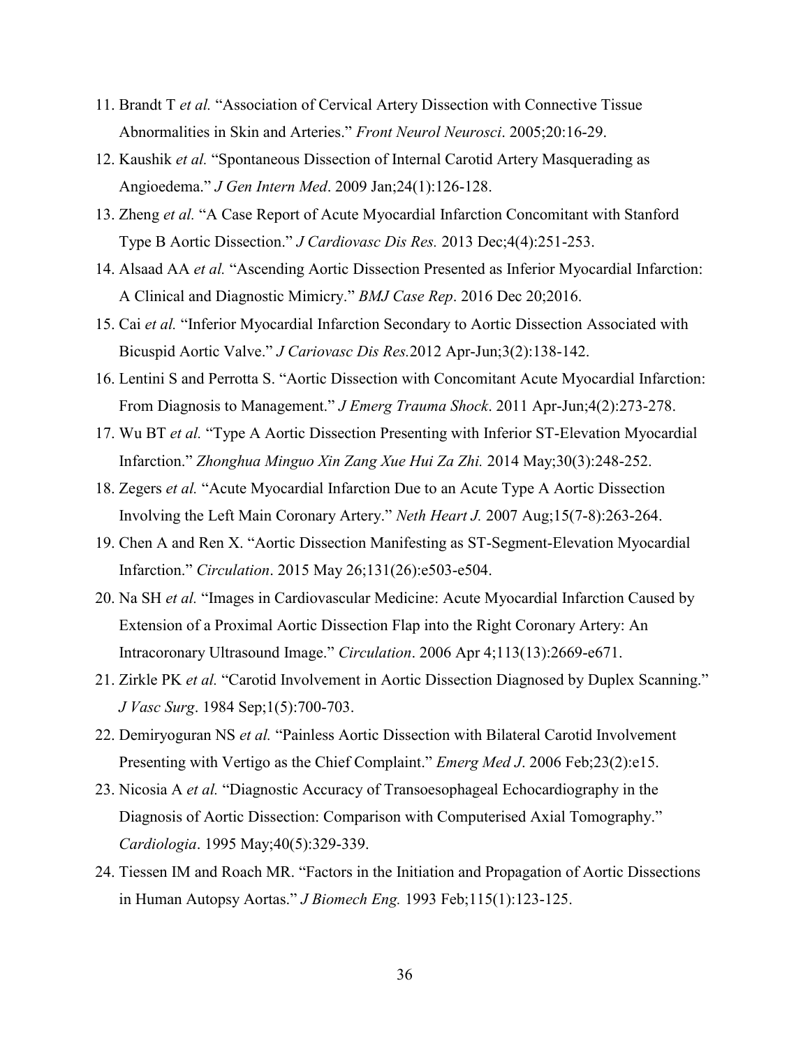11. Brandt T *et al.* “Association of Cervical Artery Dissection with Connective Tissue Abnormalities in Skin and Arteries.” *Front Neurol Neurosci*. 2005;20:16-29.
12. Kaushik *et al.* “Spontaneous Dissection of Internal Carotid Artery Masquerading as Angioedema.” *J Gen Intern Med*. 2009 Jan;24(1):126-128.
13. Zheng *et al.* “A Case Report of Acute Myocardial Infarction Concomitant with Stanford Type B Aortic Dissection.” *J Cardiovasc Dis Res.* 2013 Dec;4(4):251-253.
14. Alsaad AA *et al.* “Ascending Aortic Dissection Presented as Inferior Myocardial Infarction: A Clinical and Diagnostic Mimicry.” *BMJ Case Rep*. 2016 Dec 20;2016.
15. Cai *et al.* “Inferior Myocardial Infarction Secondary to Aortic Dissection Associated with Bicuspid Aortic Valve.” *J Cariovasc Dis Res.*2012 Apr-Jun;3(2):138-142.
16. Lentini S and Perrotta S. “Aortic Dissection with Concomitant Acute Myocardial Infarction: From Diagnosis to Management.” *J Emerg Trauma Shock*. 2011 Apr-Jun;4(2):273-278.
17. Wu BT *et al.* “Type A Aortic Dissection Presenting with Inferior ST-Elevation Myocardial Infarction.” *Zhonghua Minguo Xin Zang Xue Hui Za Zhi.* 2014 May;30(3):248-252.
18. Zegers *et al.* “Acute Myocardial Infarction Due to an Acute Type A Aortic Dissection Involving the Left Main Coronary Artery.” *Neth Heart J.* 2007 Aug;15(7-8):263-264.
19. Chen A and Ren X. “Aortic Dissection Manifesting as ST-Segment-Elevation Myocardial Infarction.” *Circulation*. 2015 May 26;131(26):e503-e504.
20. Na SH *et al.* “Images in Cardiovascular Medicine: Acute Myocardial Infarction Caused by Extension of a Proximal Aortic Dissection Flap into the Right Coronary Artery: An Intracoronary Ultrasound Image.” *Circulation*. 2006 Apr 4;113(13):2669-e671.
21. Zirkle PK *et al.* “Carotid Involvement in Aortic Dissection Diagnosed by Duplex Scanning.” *J Vasc Surg*. 1984 Sep;1(5):700-703.
22. Demiryoguran NS *et al.* “Painless Aortic Dissection with Bilateral Carotid Involvement Presenting with Vertigo as the Chief Complaint.” *Emerg Med J*. 2006 Feb;23(2):e15.
23. Nicosia A *et al.* “Diagnostic Accuracy of Transoesophageal Echocardiography in the Diagnosis of Aortic Dissection: Comparison with Computerised Axial Tomography.” *Cardiologia*. 1995 May;40(5):329-339.
24. Tiessen IM and Roach MR. “Factors in the Initiation and Propagation of Aortic Dissections in Human Autopsy Aortas.” *J Biomech Eng.* 1993 Feb;115(1):123-125.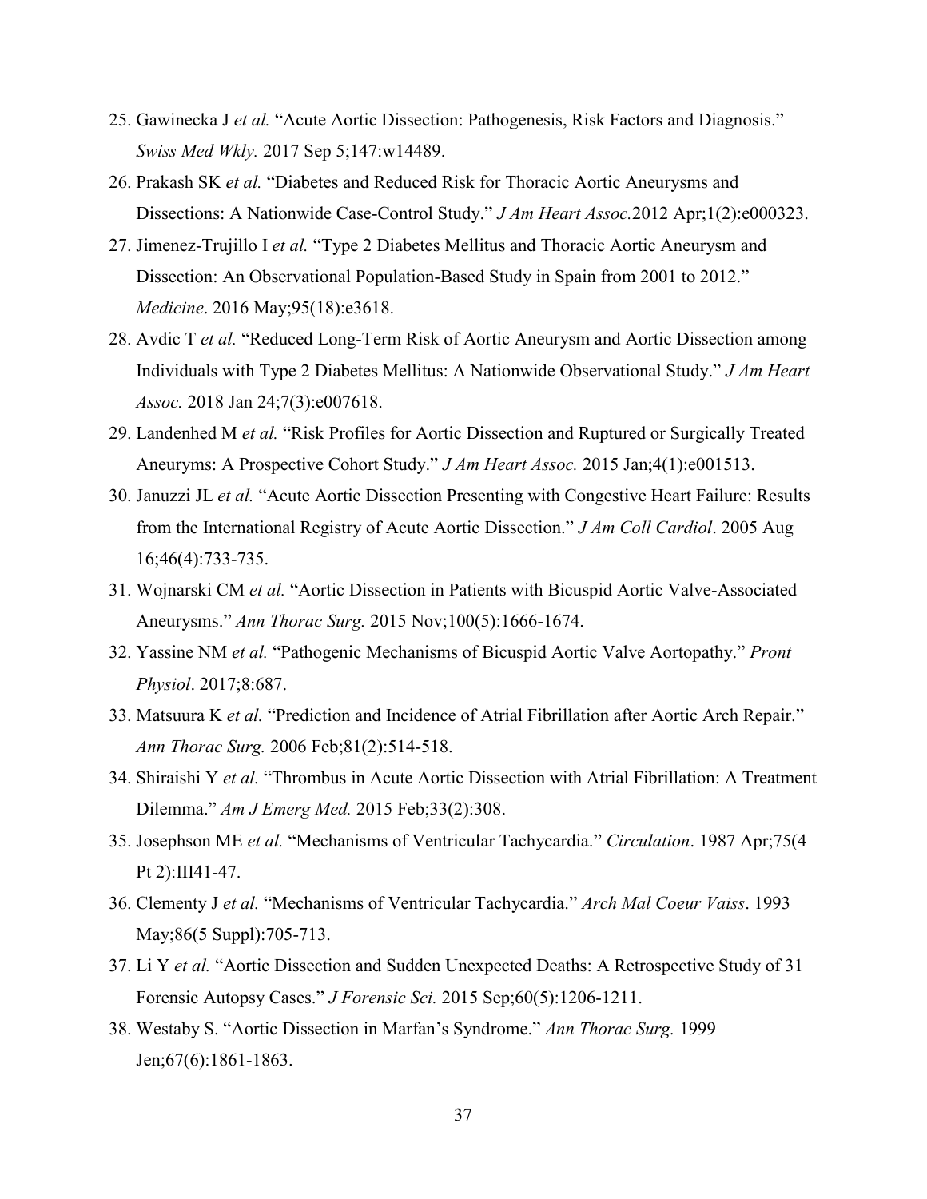25. Gawinecka J *et al.* “Acute Aortic Dissection: Pathogenesis, Risk Factors and Diagnosis.” *Swiss Med Wkly.* 2017 Sep 5;147:w14489.
26. Prakash SK *et al.* “Diabetes and Reduced Risk for Thoracic Aortic Aneurysms and Dissections: A Nationwide Case-Control Study.” *J Am Heart Assoc.*2012 Apr;1(2):e000323.
27. Jimenez-Trujillo I *et al.* “Type 2 Diabetes Mellitus and Thoracic Aortic Aneurysm and Dissection: An Observational Population-Based Study in Spain from 2001 to 2012.” *Medicine*. 2016 May;95(18):e3618.
28. Avdic T *et al.* “Reduced Long-Term Risk of Aortic Aneurysm and Aortic Dissection among Individuals with Type 2 Diabetes Mellitus: A Nationwide Observational Study.” *J Am Heart Assoc.* 2018 Jan 24;7(3):e007618.
29. Landenhed M *et al.* “Risk Profiles for Aortic Dissection and Ruptured or Surgically Treated Aneuryms: A Prospective Cohort Study.” *J Am Heart Assoc.* 2015 Jan;4(1):e001513.
30. Januzzi JL *et al.* “Acute Aortic Dissection Presenting with Congestive Heart Failure: Results from the International Registry of Acute Aortic Dissection.” *J Am Coll Cardiol*. 2005 Aug 16;46(4):733-735.
31. Wojnarski CM *et al.* “Aortic Dissection in Patients with Bicuspid Aortic Valve-Associated Aneurysms.” *Ann Thorac Surg.* 2015 Nov;100(5):1666-1674.
32. Yassine NM *et al.* “Pathogenic Mechanisms of Bicuspid Aortic Valve Aortopathy.” *Pront Physiol*. 2017;8:687.
33. Matsuura K *et al.* “Prediction and Incidence of Atrial Fibrillation after Aortic Arch Repair.” *Ann Thorac Surg.* 2006 Feb;81(2):514-518.
34. Shiraishi Y *et al.* “Thrombus in Acute Aortic Dissection with Atrial Fibrillation: A Treatment Dilemma.” *Am J Emerg Med.* 2015 Feb;33(2):308.
35. Josephson ME *et al.* “Mechanisms of Ventricular Tachycardia.” *Circulation*. 1987 Apr;75(4 Pt 2):III41-47.
36. Clementy J *et al.* “Mechanisms of Ventricular Tachycardia.” *Arch Mal Coeur Vaiss*. 1993 May;86(5 Suppl):705-713.
37. Li Y *et al.* “Aortic Dissection and Sudden Unexpected Deaths: A Retrospective Study of 31 Forensic Autopsy Cases.” *J Forensic Sci.* 2015 Sep;60(5):1206-1211.
38. Westaby S. “Aortic Dissection in Marfan’s Syndrome.” *Ann Thorac Surg.* 1999 Jen;67(6):1861-1863.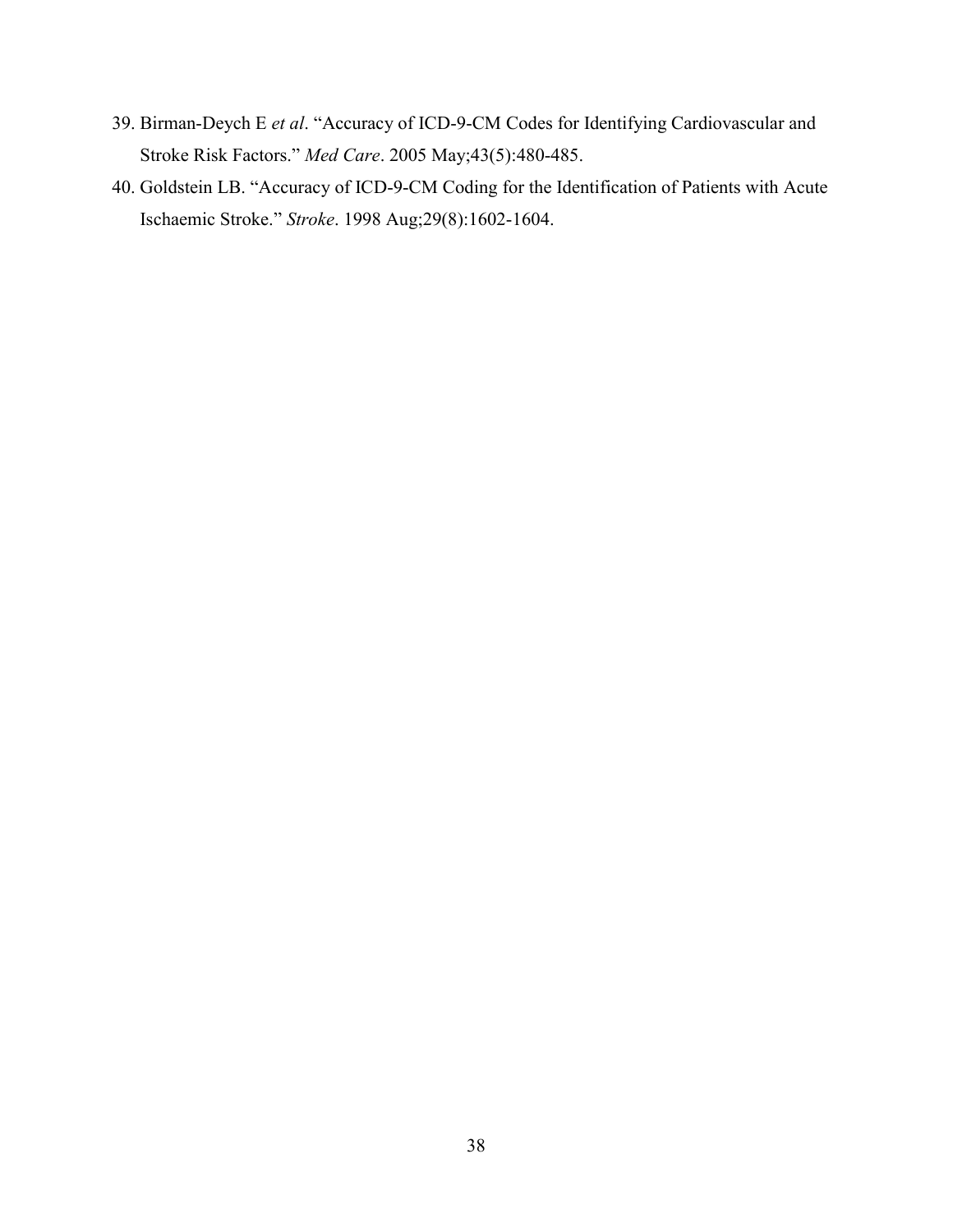39. Birman-Deych E *et al*. "Accuracy of ICD-9-CM Codes for Identifying Cardiovascular and Stroke Risk Factors." *Med Care*. 2005 May;43(5):480-485.
40. Goldstein LB. "Accuracy of ICD-9-CM Coding for the Identification of Patients with Acute Ischaemic Stroke." *Stroke*. 1998 Aug;29(8):1602-1604.